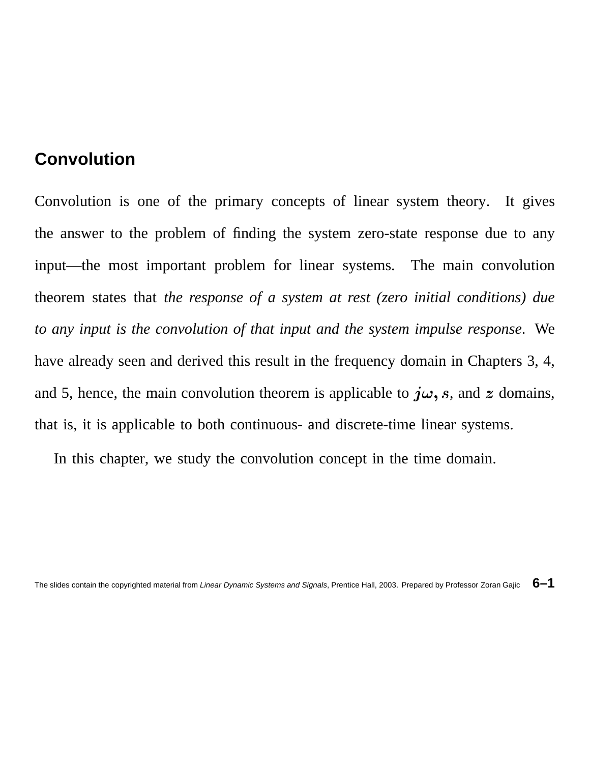## Convolution

Convolution is one of the primary concepts of linear system theory. It gives the answer to the problem of finding the system zero-state response due to any input—the most important problem for linear systems. The main convolution theorem states that *the response of a system at rest (zero initial conditions) due to any input is the convolution of that input and the system impulse response*. We have already seen and derived this result in the frequency domain in Chapters 3, 4, and 5, hence, the main convolution theorem is applicable to $j\omega, s$, and $z$ domains, that is, it is applicable to both continuous- and discrete-time linear systems.

In this chapter, we study the convolution concept in the time domain.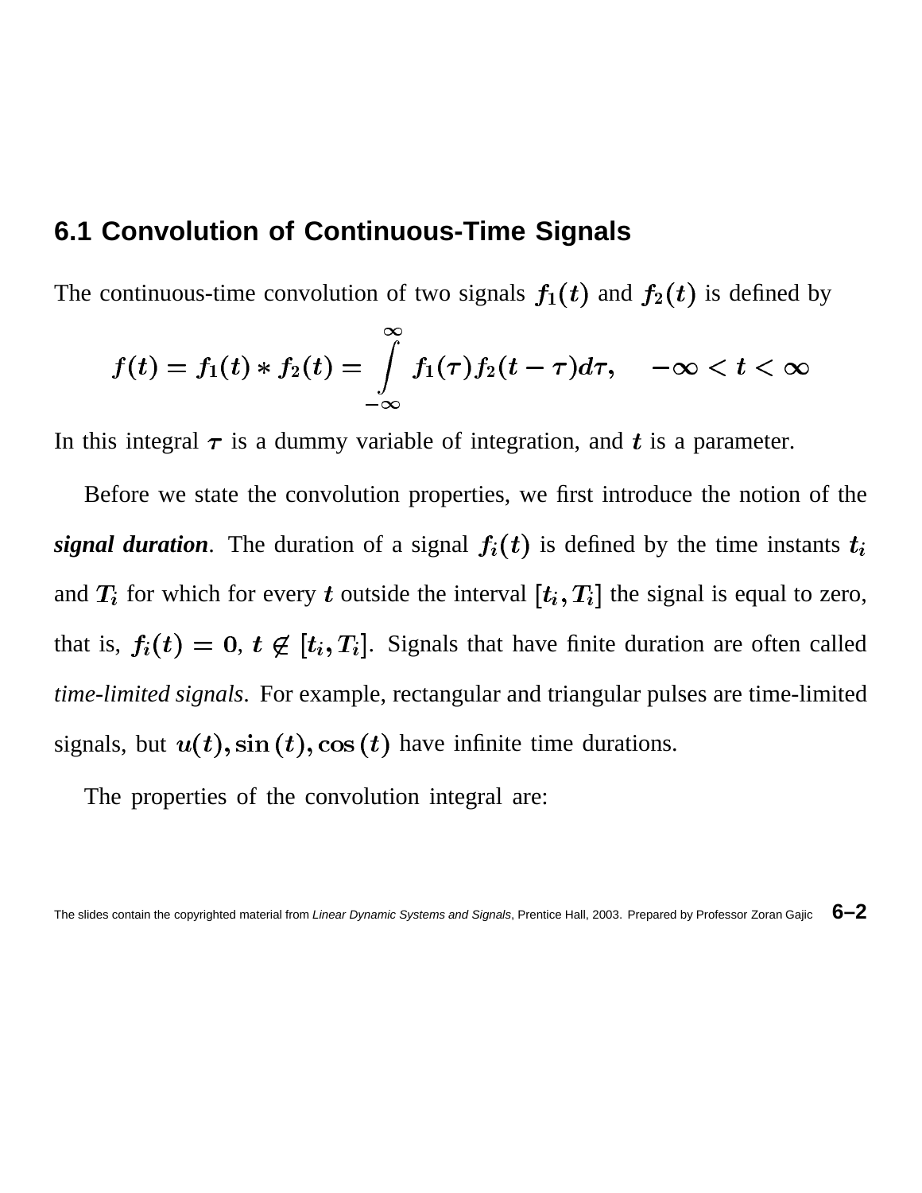## 6.1 Convolution of Continuous-Time Signals

The continuous-time convolution of two signals $f_1(t)$ and $f_2(t)$ is defined by

$$f(t) = f_1(t) * f_2(t) = \int_{-\infty}^{\infty} f_1(\tau) f_2(t-\tau) d\tau, \quad -\infty < t < \infty$$

In this integral $\tau$ is a dummy variable of integration, and $t$ is a parameter.

Before we state the convolution properties, we first introduce the notion of the ***signal duration***. The duration of a signal $f_i(t)$ is defined by the time instants $t_i$ and $T_i$ for which for every $t$ outside the interval $[t_i, T_i]$ the signal is equal to zero, that is, $f_i(t) = 0$, $t \notin [t_i, T_i]$. Signals that have finite duration are often called *time-limited signals*. For example, rectangular and triangular pulses are time-limited signals, but $u(t), \sin(t), \cos(t)$ have infinite time durations.

The properties of the convolution integral are: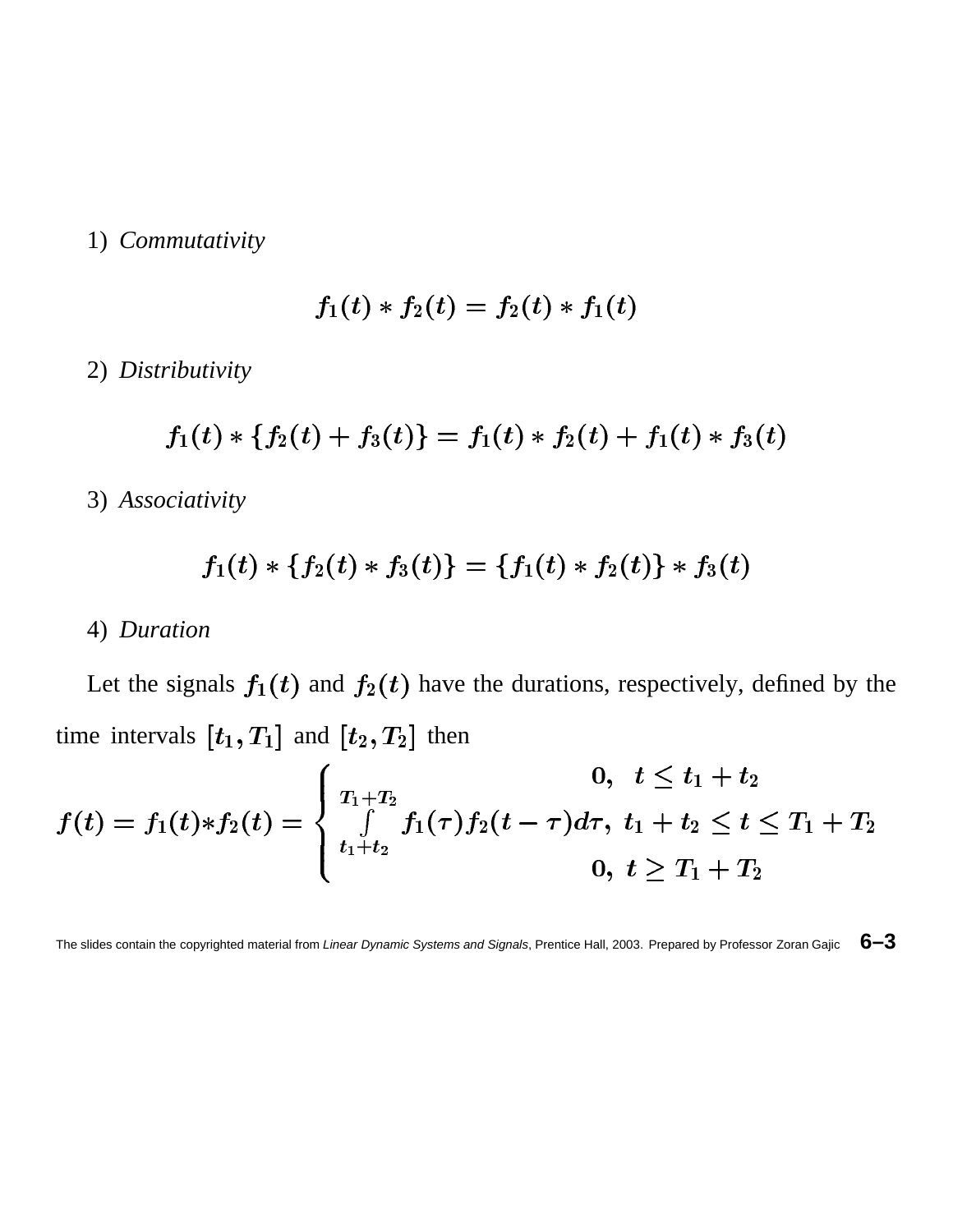1) *Commutativity*

$$f_1(t) * f_2(t) = f_2(t) * f_1(t)$$

2) *Distributivity*

$$f_1(t) * \{f_2(t) + f_3(t)\} = f_1(t) * f_2(t) + f_1(t) * f_3(t)$$

3) *Associativity*

$$f_1(t) * \{f_2(t) * f_3(t)\} = \{f_1(t) * f_2(t)\} * f_3(t)$$

4) *Duration*

Let the signals $f_1(t)$ and $f_2(t)$ have the durations, respectively, defined by the time intervals $[t_1, T_1]$ and $[t_2, T_2]$ then

$$f(t) = f_1(t) * f_2(t) = \begin{cases} 0, & t \leq t_1 + t_2 \\ \int\limits_{t_1+t_2}^{T_1+T_2} f_1(\tau) f_2(t-\tau) d\tau, & t_1 + t_2 \leq t \leq T_1 + T_2 \\ 0, & t \geq T_1 + T_2 \end{cases}$$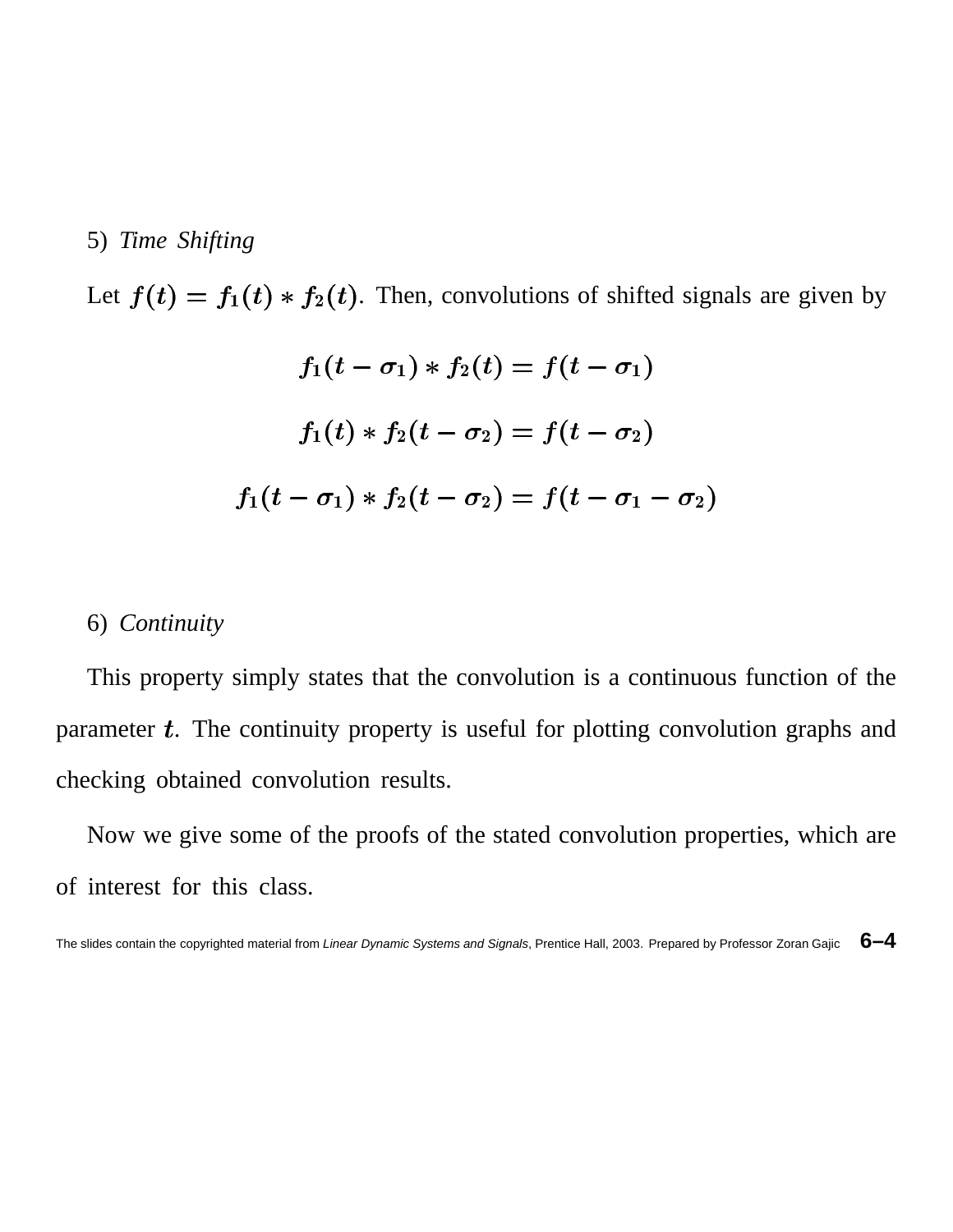5) *Time Shifting*

Let $f(t) = f_1(t) * f_2(t)$. Then, convolutions of shifted signals are given by

$$f_1(t - \sigma_1) * f_2(t) = f(t - \sigma_1)$$

$$f_1(t) * f_2(t - \sigma_2) = f(t - \sigma_2)$$

$$f_1(t - \sigma_1) * f_2(t - \sigma_2) = f(t - \sigma_1 - \sigma_2)$$

6) *Continuity*

This property simply states that the convolution is a continuous function of the parameter $t$. The continuity property is useful for plotting convolution graphs and checking obtained convolution results.

Now we give some of the proofs of the stated convolution properties, which are of interest for this class.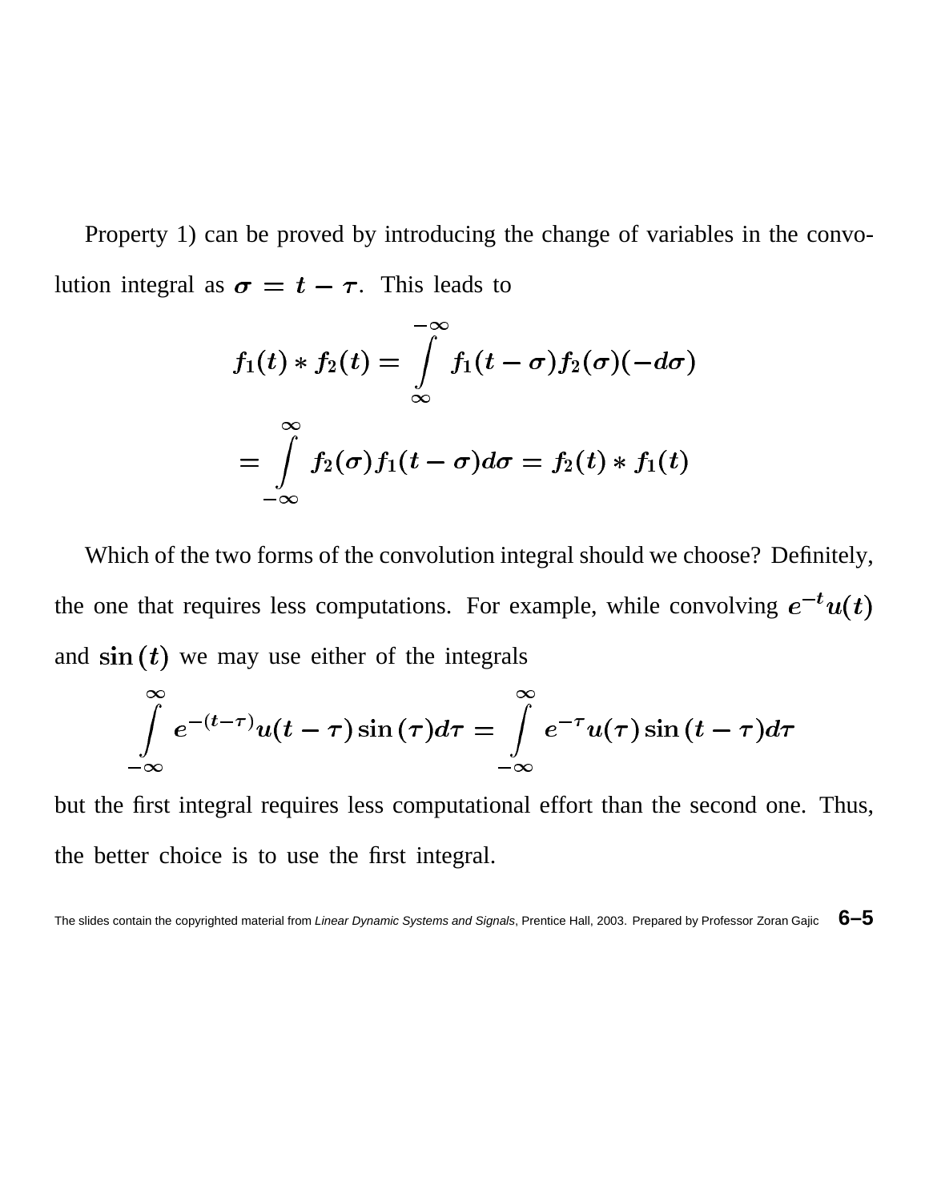Property 1) can be proved by introducing the change of variables in the convolution integral as $\sigma = t - \tau$. This leads to

$$f_1(t) * f_2(t) = \int_{\infty}^{-\infty} f_1(t-\sigma) f_2(\sigma)(-d\sigma)$$

$$= \int_{-\infty}^{\infty} f_2(\sigma) f_1(t-\sigma) d\sigma = f_2(t) * f_1(t)$$

Which of the two forms of the convolution integral should we choose? Definitely, the one that requires less computations. For example, while convolving $e^{-t}u(t)$ and $\sin(t)$ we may use either of the integrals

$$\int_{-\infty}^{\infty} e^{-(t-\tau)} u(t-\tau) \sin(\tau) d\tau = \int_{-\infty}^{\infty} e^{-\tau} u(\tau) \sin(t-\tau) d\tau$$

but the first integral requires less computational effort than the second one. Thus, the better choice is to use the first integral.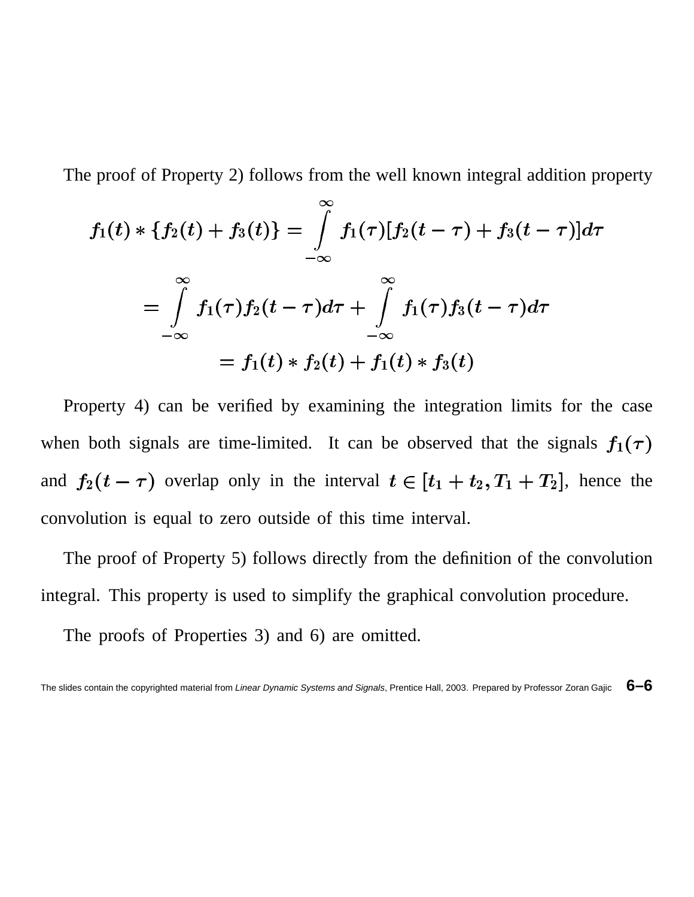The proof of Property 2) follows from the well known integral addition property

$$f_1(t) * \{f_2(t) + f_3(t)\} = \int_{-\infty}^{\infty} f_1(\tau)[f_2(t-\tau) + f_3(t-\tau)]d\tau$$

$$= \int_{-\infty}^{\infty} f_1(\tau)f_2(t-\tau)d\tau + \int_{-\infty}^{\infty} f_1(\tau)f_3(t-\tau)d\tau$$

$$= f_1(t) * f_2(t) + f_1(t) * f_3(t)$$

Property 4) can be verified by examining the integration limits for the case when both signals are time-limited. It can be observed that the signals $f_1(\tau)$ and $f_2(t-\tau)$ overlap only in the interval $t \in [t_1 + t_2, T_1 + T_2]$, hence the convolution is equal to zero outside of this time interval.

The proof of Property 5) follows directly from the definition of the convolution integral. This property is used to simplify the graphical convolution procedure.

The proofs of Properties 3) and 6) are omitted.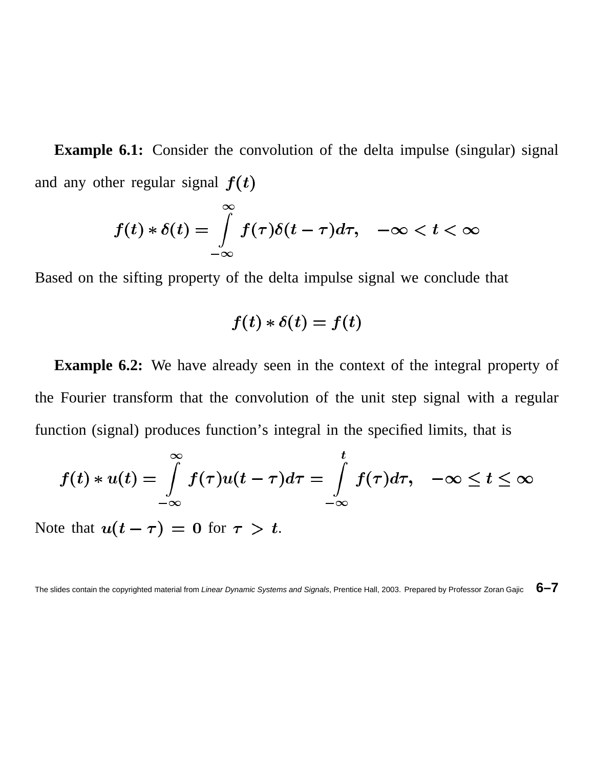**Example 6.1:** Consider the convolution of the delta impulse (singular) signal and any other regular signal $f(t)$

$$f(t) * \delta(t) = \int_{-\infty}^{\infty} f(\tau)\delta(t-\tau)d\tau, \quad -\infty < t < \infty$$

Based on the sifting property of the delta impulse signal we conclude that

$$f(t) * \delta(t) = f(t)$$

**Example 6.2:** We have already seen in the context of the integral property of the Fourier transform that the convolution of the unit step signal with a regular function (signal) produces function's integral in the specified limits, that is

$$f(t) * u(t) = \int_{-\infty}^{\infty} f(\tau)u(t-\tau)d\tau = \int_{-\infty}^{t} f(\tau)d\tau, \quad -\infty \le t \le \infty$$

Note that $u(t-\tau) = 0$ for $\tau > t$.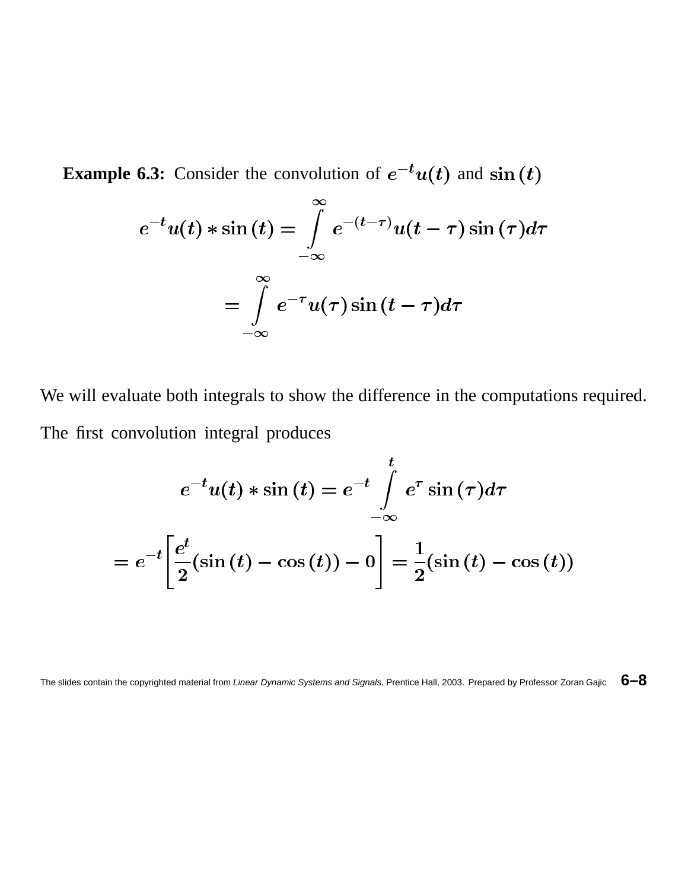**Example 6.3:** Consider the convolution of $e^{-t}u(t)$ and $\sin(t)$

$$e^{-t}u(t) * \sin(t) = \int_{-\infty}^{\infty} e^{-(t-\tau)}u(t-\tau)\sin(\tau)d\tau$$

$$= \int_{-\infty}^{\infty} e^{-\tau}u(\tau)\sin(t-\tau)d\tau$$

We will evaluate both integrals to show the difference in the computations required. The first convolution integral produces

$$e^{-t}u(t) * \sin(t) = e^{-t}\int_{-\infty}^{t} e^{\tau}\sin(\tau)d\tau$$

$$= e^{-t}\left[\frac{e^{t}}{2}(\sin(t) - \cos(t)) - 0\right] = \frac{1}{2}(\sin(t) - \cos(t))$$

The slides contain the copyrighted material from *Linear Dynamic Systems and Signals*, Prentice Hall, 2003. Prepared by Professor Zoran Gajic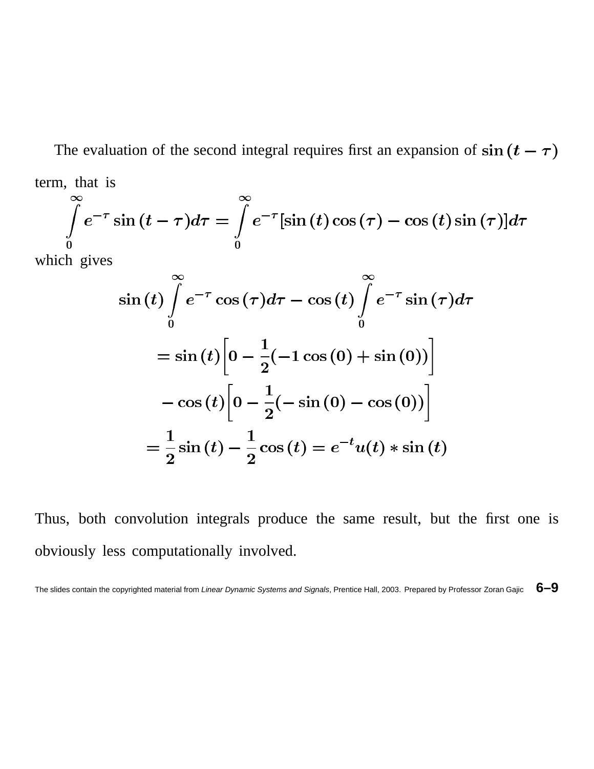The evaluation of the second integral requires first an expansion of $\sin(t-\tau)$ term, that is

$$\int_0^\infty e^{-\tau}\sin(t-\tau)d\tau = \int_0^\infty e^{-\tau}[\sin(t)\cos(\tau) - \cos(t)\sin(\tau)]d\tau$$

which gives

$$\begin{aligned}
&\sin(t)\int_0^\infty e^{-\tau}\cos(\tau)d\tau - \cos(t)\int_0^\infty e^{-\tau}\sin(\tau)d\tau \\
&= \sin(t)\left[0 - \frac{1}{2}(-1\cos(0) + \sin(0))\right] \\
&\quad - \cos(t)\left[0 - \frac{1}{2}(-\sin(0) - \cos(0))\right] \\
&= \frac{1}{2}\sin(t) - \frac{1}{2}\cos(t) = e^{-t}u(t) * \sin(t)
\end{aligned}$$

Thus, both convolution integrals produce the same result, but the first one is obviously less computationally involved.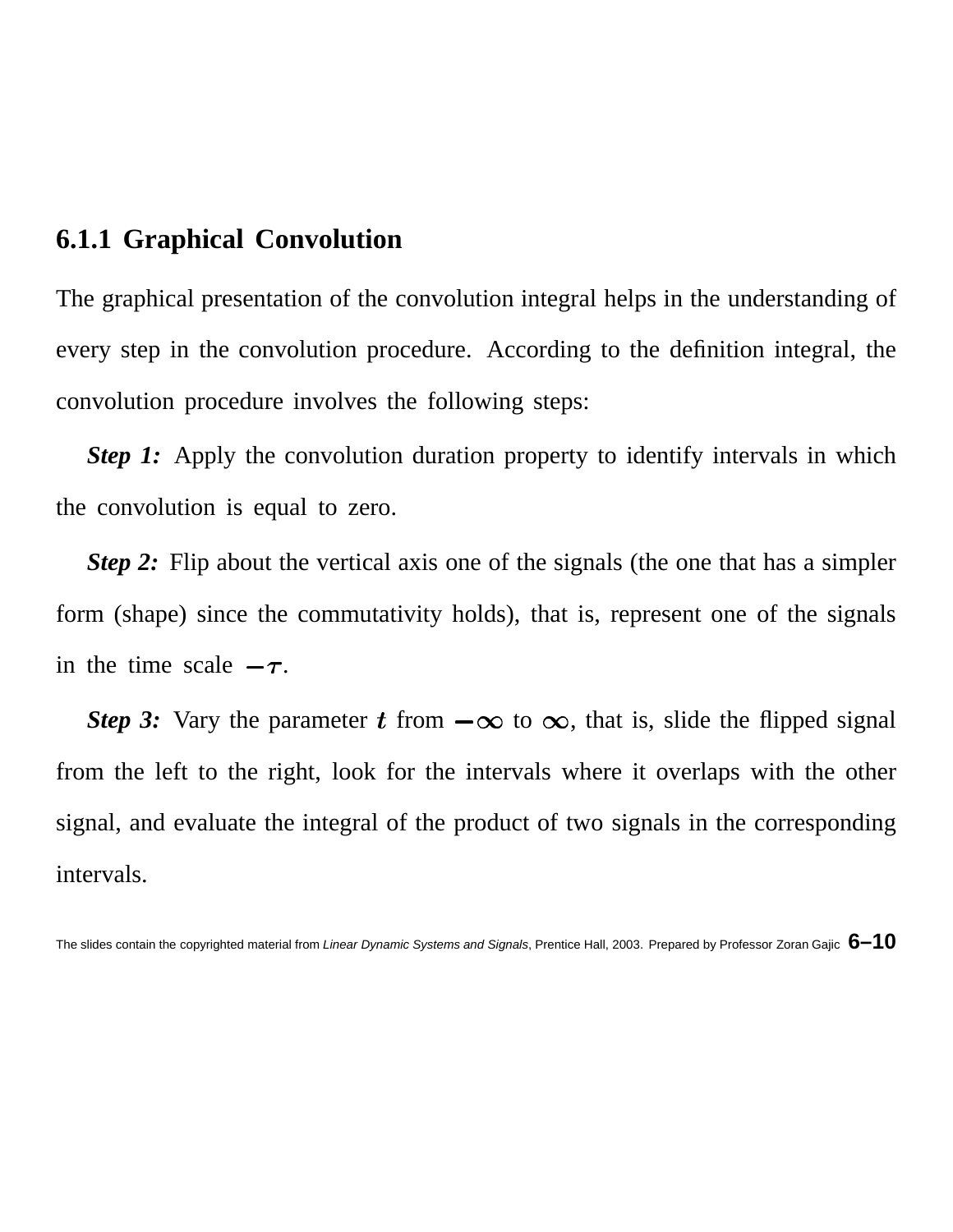### 6.1.1 Graphical Convolution

The graphical presentation of the convolution integral helps in the understanding of every step in the convolution procedure. According to the definition integral, the convolution procedure involves the following steps:

***Step 1:*** Apply the convolution duration property to identify intervals in which the convolution is equal to zero.

***Step 2:*** Flip about the vertical axis one of the signals (the one that has a simpler form (shape) since the commutativity holds), that is, represent one of the signals in the time scale $-\tau$.

***Step 3:*** Vary the parameter $t$ from $-\infty$ to $\infty$, that is, slide the flipped signal from the left to the right, look for the intervals where it overlaps with the other signal, and evaluate the integral of the product of two signals in the corresponding intervals.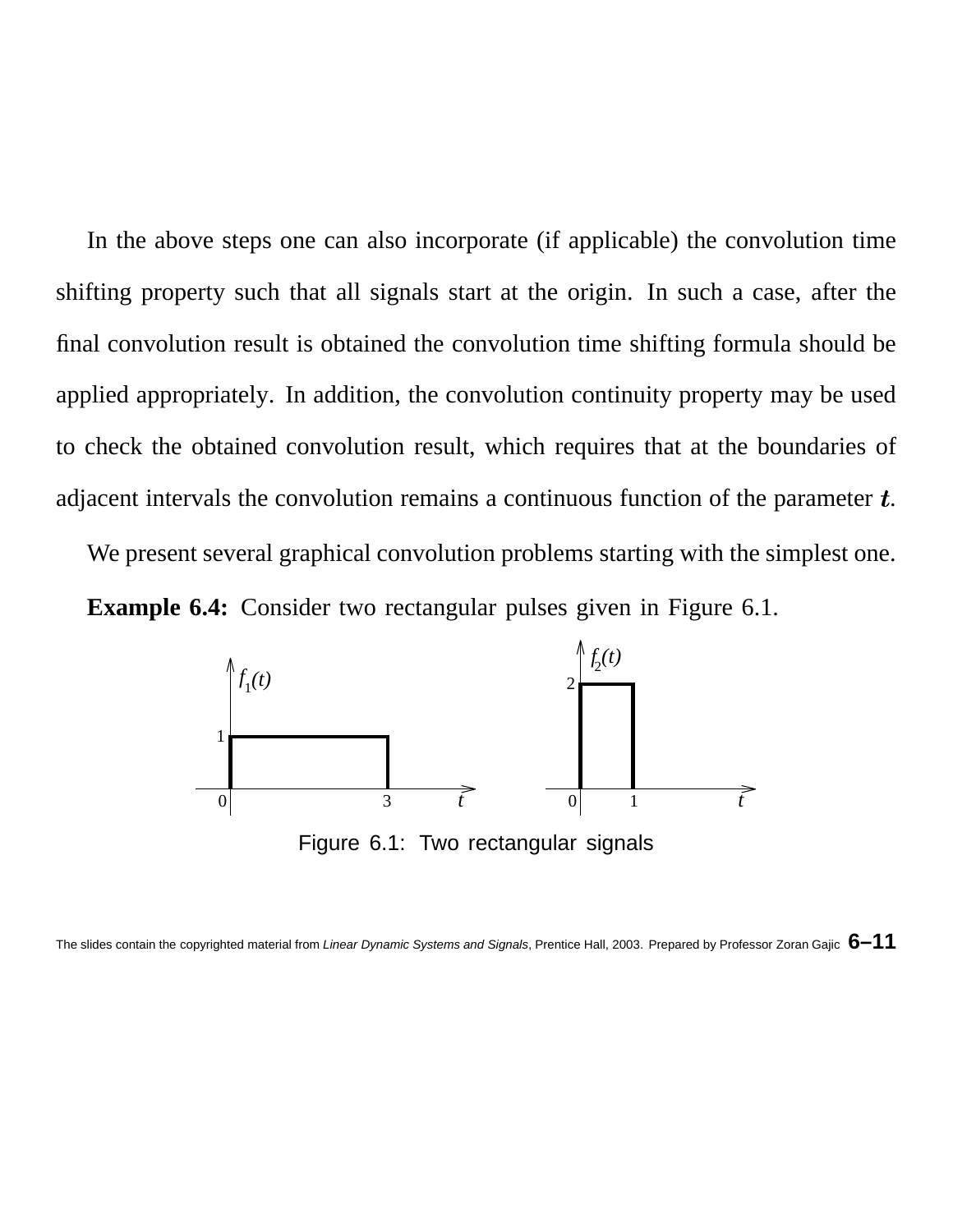In the above steps one can also incorporate (if applicable) the convolution time shifting property such that all signals start at the origin. In such a case, after the final convolution result is obtained the convolution time shifting formula should be applied appropriately. In addition, the convolution continuity property may be used to check the obtained convolution result, which requires that at the boundaries of adjacent intervals the convolution remains a continuous function of the parameter $t$.

We present several graphical convolution problems starting with the simplest one.

**Example 6.4:** Consider two rectangular pulses given in Figure 6.1.

Figure 6.1: Two rectangular signals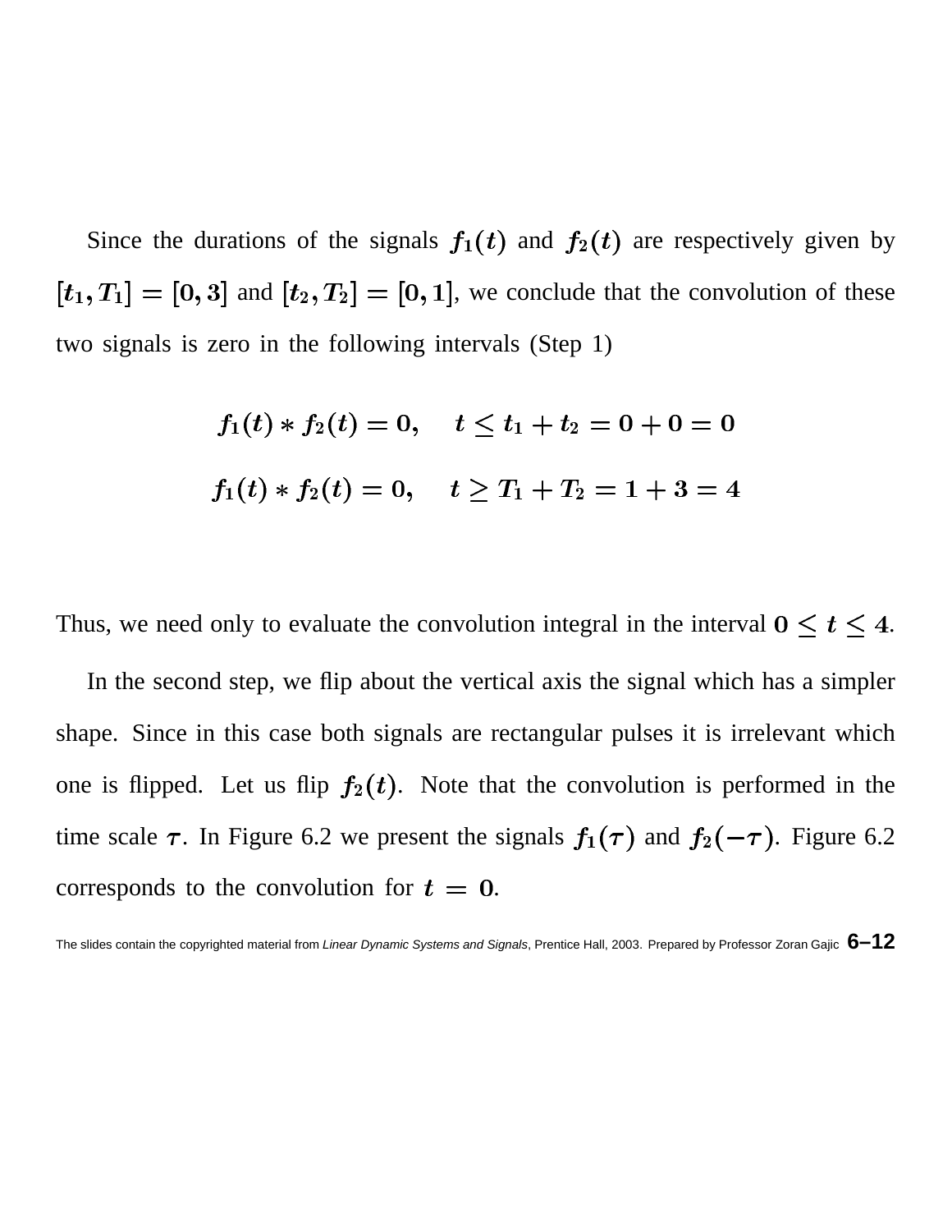Since the durations of the signals $f_1(t)$ and $f_2(t)$ are respectively given by $[t_1, T_1] = [0, 3]$ and $[t_2, T_2] = [0, 1]$, we conclude that the convolution of these two signals is zero in the following intervals (Step 1)

$$f_1(t) * f_2(t) = 0, \quad t \leq t_1 + t_2 = 0 + 0 = 0$$

$$f_1(t) * f_2(t) = 0, \quad t \geq T_1 + T_2 = 1 + 3 = 4$$

Thus, we need only to evaluate the convolution integral in the interval $0 \leq t \leq 4$.

In the second step, we flip about the vertical axis the signal which has a simpler shape. Since in this case both signals are rectangular pulses it is irrelevant which one is flipped. Let us flip $f_2(t)$. Note that the convolution is performed in the time scale $\tau$. In Figure 6.2 we present the signals $f_1(\tau)$ and $f_2(-\tau)$. Figure 6.2 corresponds to the convolution for $t = 0$.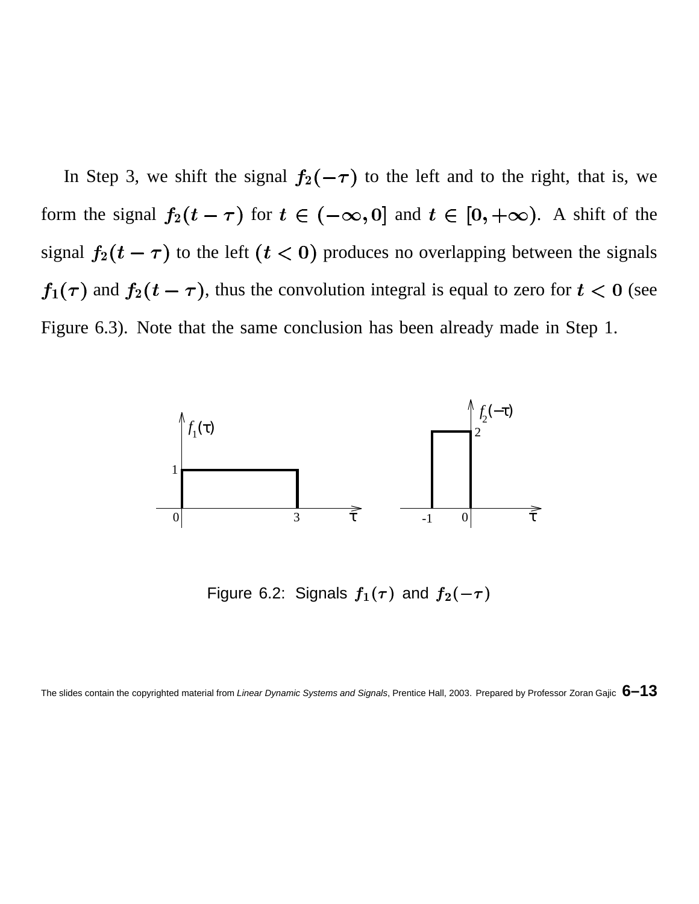In Step 3, we shift the signal $f_2(-\tau)$ to the left and to the right, that is, we form the signal $f_2(t-\tau)$ for $t \in (-\infty, 0]$ and $t \in [0, +\infty)$. A shift of the signal $f_2(t-\tau)$ to the left $(t < 0)$ produces no overlapping between the signals $f_1(\tau)$ and $f_2(t-\tau)$, thus the convolution integral is equal to zero for $t < 0$ (see Figure 6.3). Note that the same conclusion has been already made in Step 1.

Figure 6.2: Signals $f_1(\tau)$ and $f_2(-\tau)$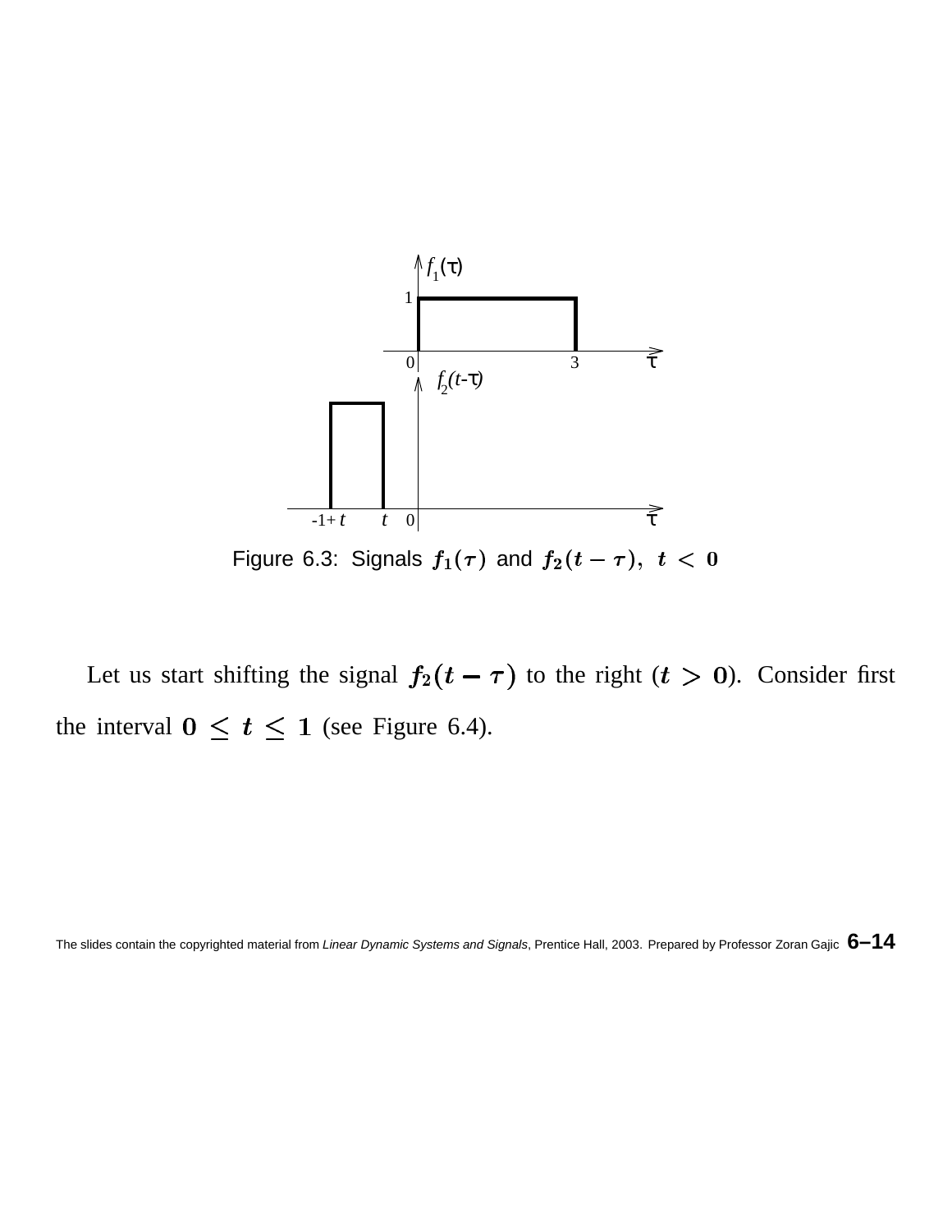Figure 6.3: Signals $f_1(\tau)$ and $f_2(t-\tau),\ t < 0$

Let us start shifting the signal $f_2(t-\tau)$ to the right ($t > 0$). Consider first the interval $0 \leq t \leq 1$ (see Figure 6.4).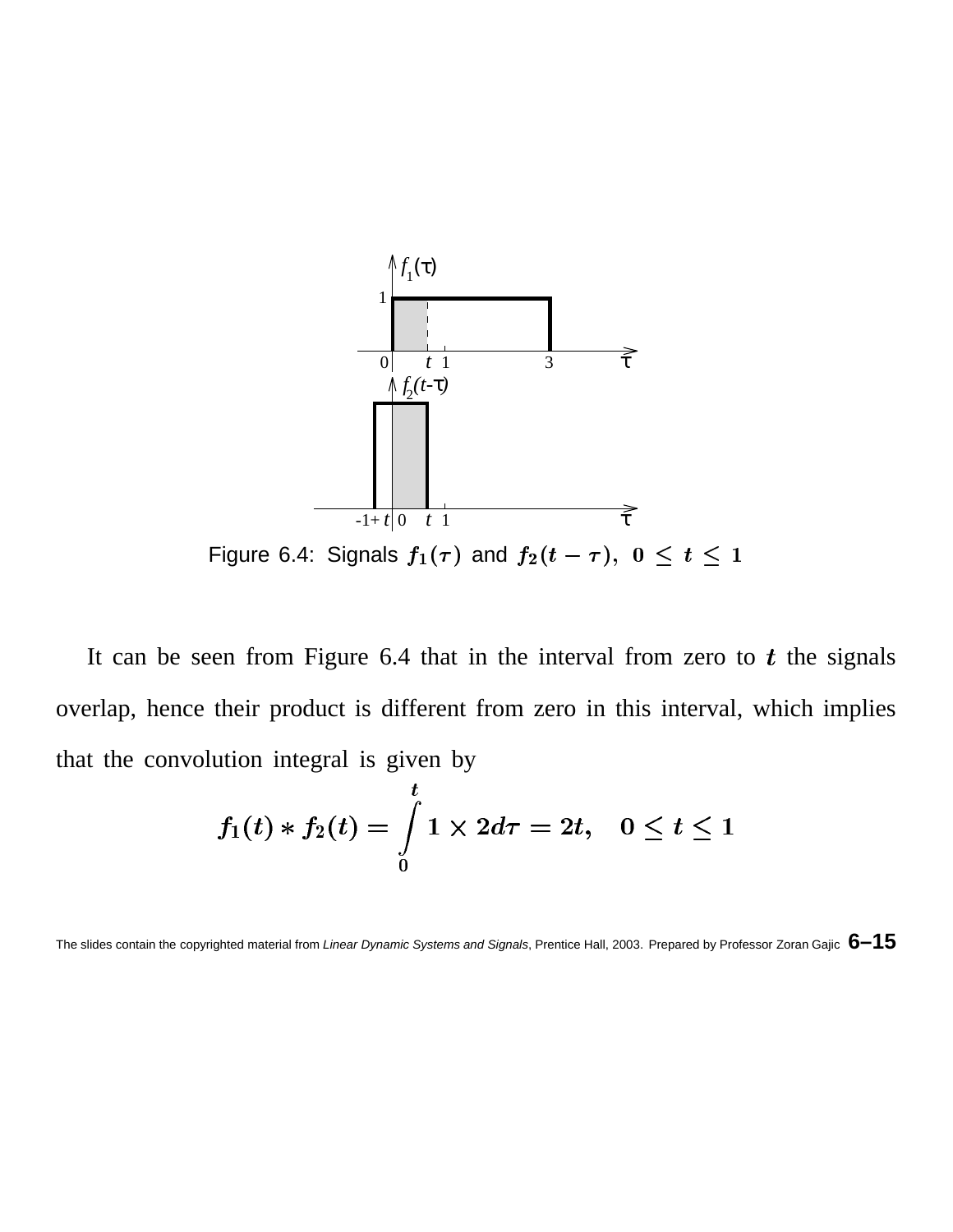Figure 6.4: Signals $f_1(\tau)$ and $f_2(t-\tau)$, $0 \le t \le 1$

It can be seen from Figure 6.4 that in the interval from zero to $t$ the signals overlap, hence their product is different from zero in this interval, which implies that the convolution integral is given by

$$f_1(t) * f_2(t) = \int_0^t 1 \times 2d\tau = 2t, \quad 0 \le t \le 1$$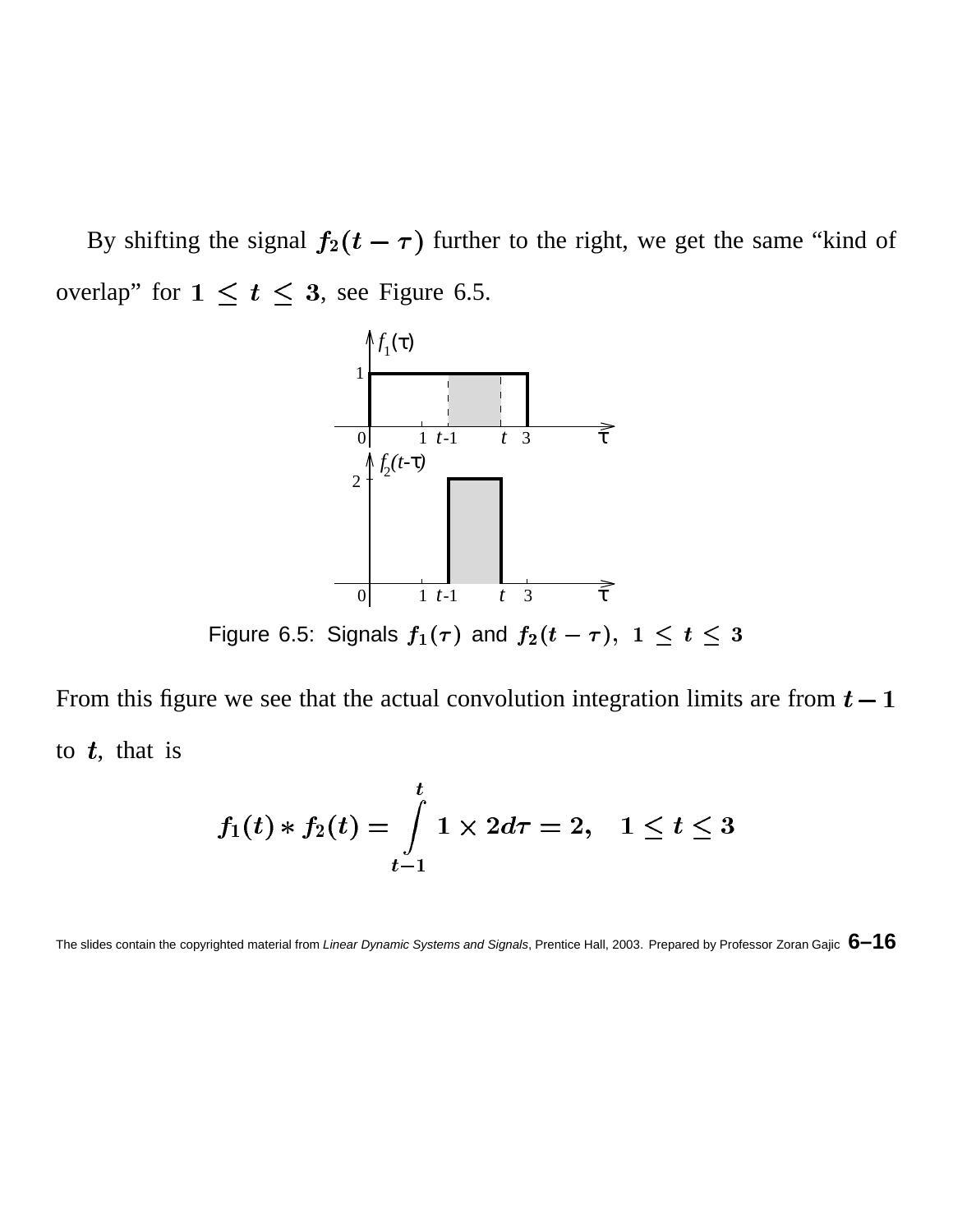By shifting the signal $f_2(t-\tau)$ further to the right, we get the same "kind of overlap" for $1 \le t \le 3$, see Figure 6.5.

Figure 6.5: Signals $f_1(\tau)$ and $f_2(t-\tau)$, $1 \le t \le 3$

From this figure we see that the actual convolution integration limits are from $t-1$ to $t$, that is

$$f_1(t) * f_2(t) = \int_{t-1}^{t} 1 \times 2d\tau = 2, \quad 1 \le t \le 3$$

The slides contain the copyrighted material from *Linear Dynamic Systems and Signals*, Prentice Hall, 2003. Prepared by Professor Zoran Gajic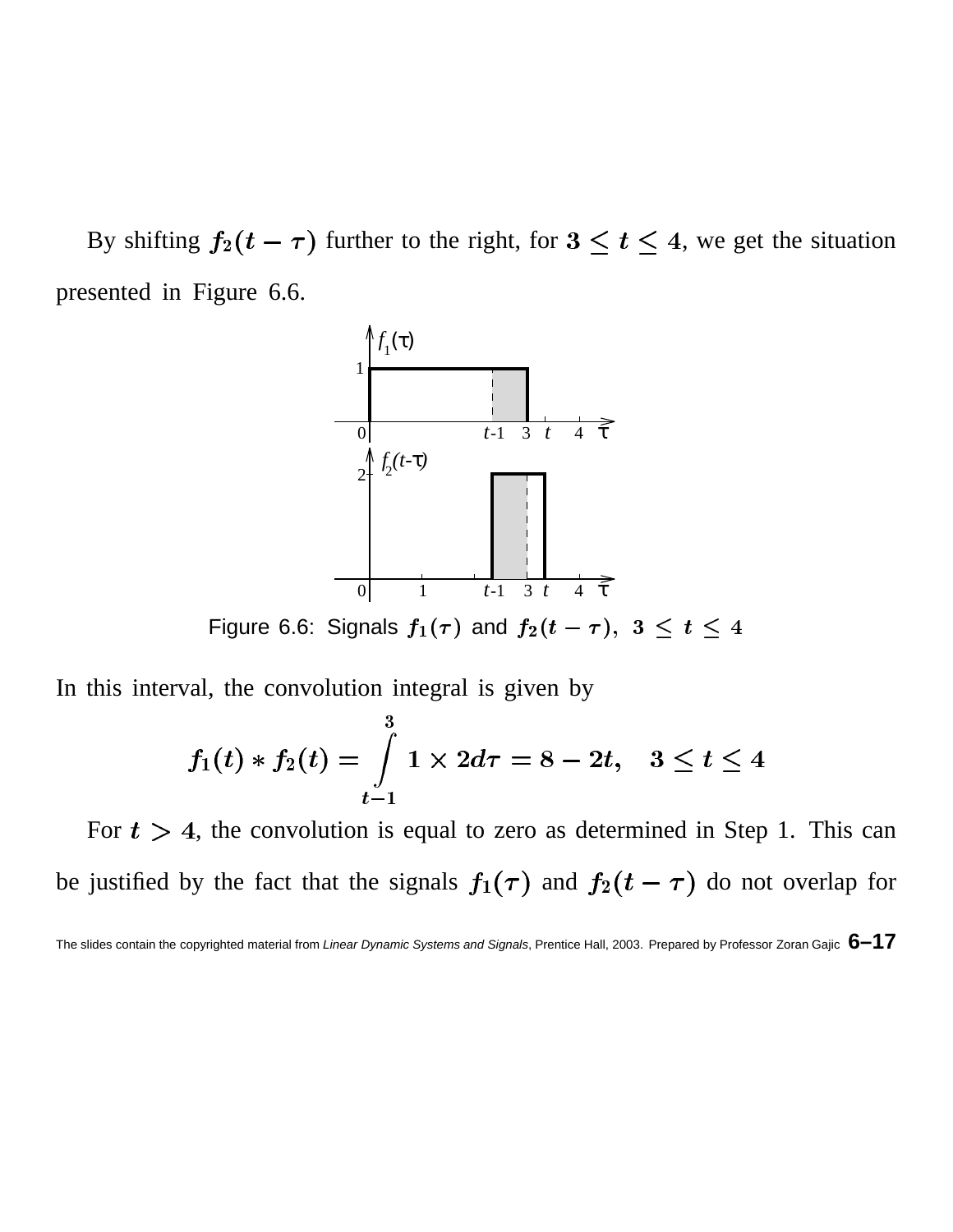By shifting $f_2(t-\tau)$ further to the right, for $3 \leq t \leq 4$, we get the situation presented in Figure 6.6.

Figure 6.6: Signals $f_1(\tau)$ and $f_2(t-\tau)$, $3 \leq t \leq 4$

In this interval, the convolution integral is given by

$$f_1(t) * f_2(t) = \int_{t-1}^{3} 1 \times 2 d\tau = 8 - 2t, \quad 3 \leq t \leq 4$$

For $t > 4$, the convolution is equal to zero as determined in Step 1. This can be justified by the fact that the signals $f_1(\tau)$ and $f_2(t-\tau)$ do not overlap for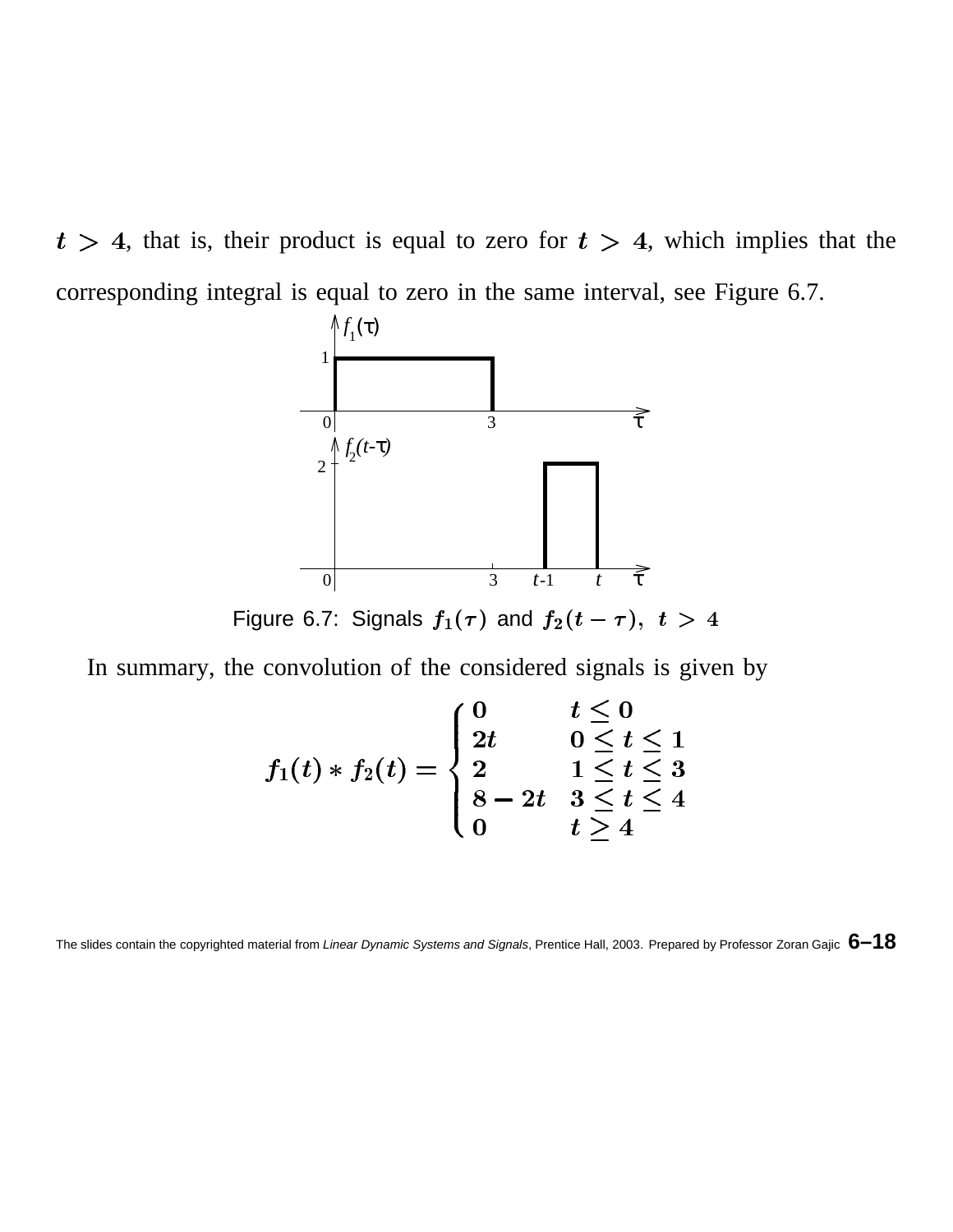$t > 4$, that is, their product is equal to zero for $t > 4$, which implies that the corresponding integral is equal to zero in the same interval, see Figure 6.7.

Figure 6.7: Signals $f_1(\tau)$ and $f_2(t-\tau)$, $t > 4$

In summary, the convolution of the considered signals is given by

$$f_1(t) * f_2(t) = \begin{cases} 0 & t \leq 0 \\ 2t & 0 \leq t \leq 1 \\ 2 & 1 \leq t \leq 3 \\ 8 - 2t & 3 \leq t \leq 4 \\ 0 & t \geq 4 \end{cases}$$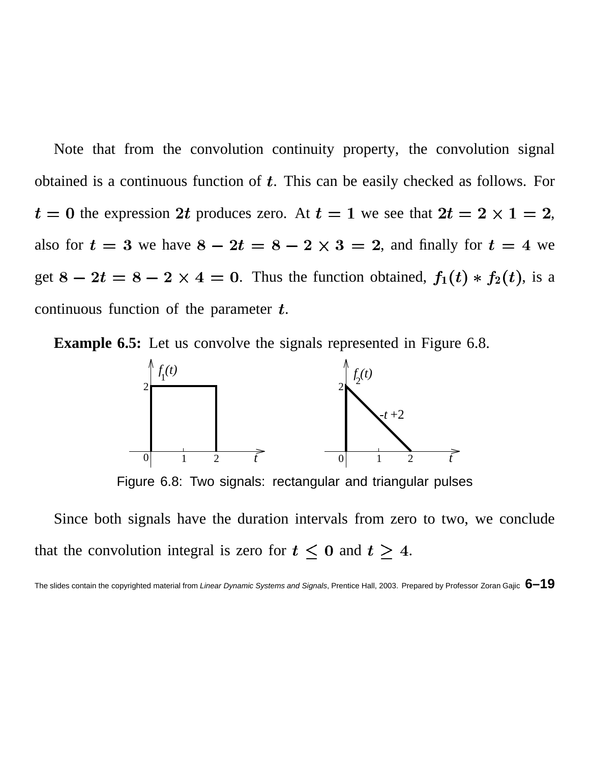Note that from the convolution continuity property, the convolution signal obtained is a continuous function of $t$. This can be easily checked as follows. For $t = 0$ the expression $2t$ produces zero. At $t = 1$ we see that $2t = 2 \times 1 = 2$, also for $t = 3$ we have $8 - 2t = 8 - 2 \times 3 = 2$, and finally for $t = 4$ we get $8 - 2t = 8 - 2 \times 4 = 0$. Thus the function obtained, $f_1(t) * f_2(t)$, is a continuous function of the parameter $t$.

**Example 6.5:** Let us convolve the signals represented in Figure 6.8.

Figure 6.8: Two signals: rectangular and triangular pulses

Since both signals have the duration intervals from zero to two, we conclude that the convolution integral is zero for $t \leq 0$ and $t \geq 4$.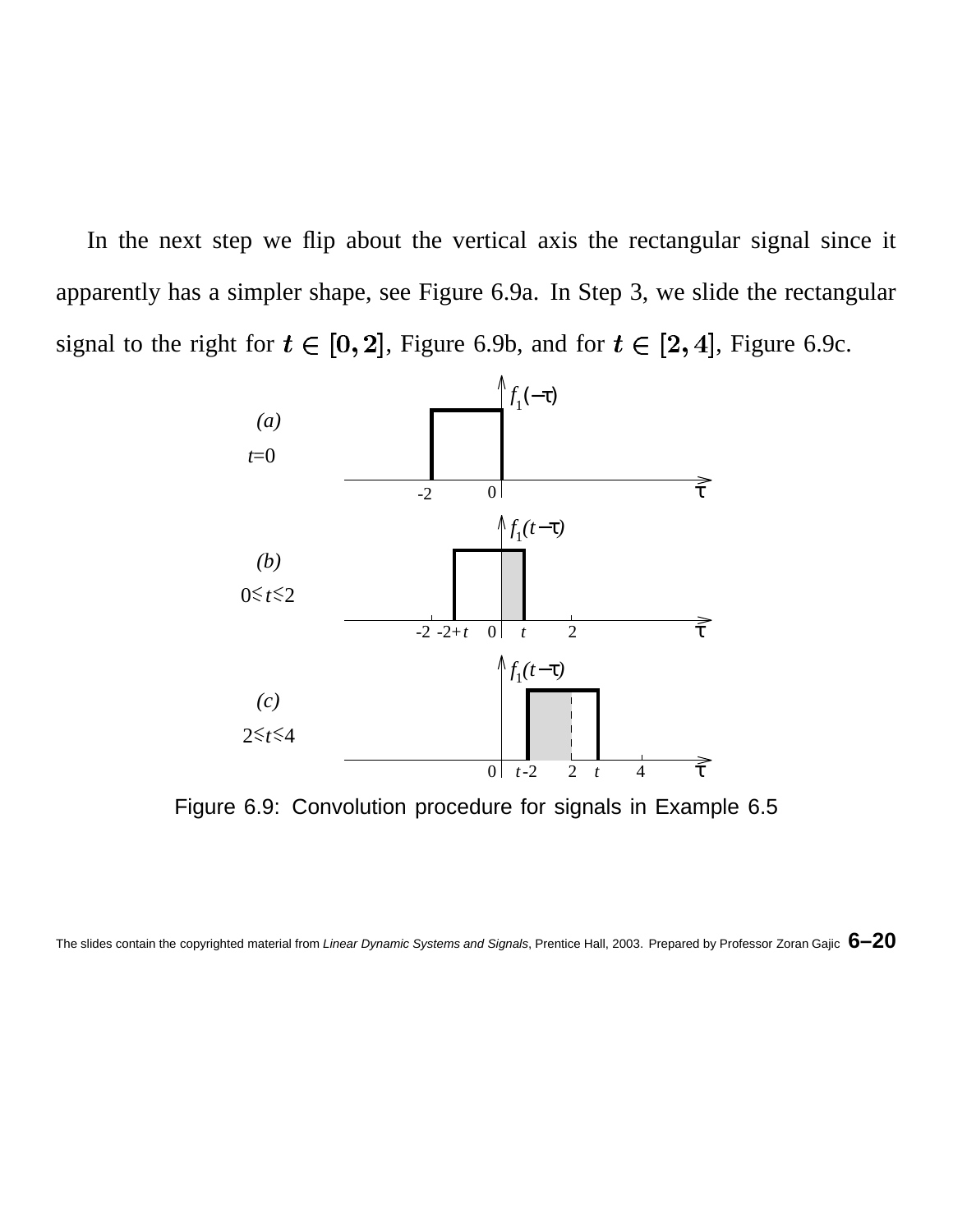In the next step we flip about the vertical axis the rectangular signal since it apparently has a simpler shape, see Figure 6.9a. In Step 3, we slide the rectangular signal to the right for $t \in [0, 2]$, Figure 6.9b, and for $t \in [2, 4]$, Figure 6.9c.

Figure 6.9: Convolution procedure for signals in Example 6.5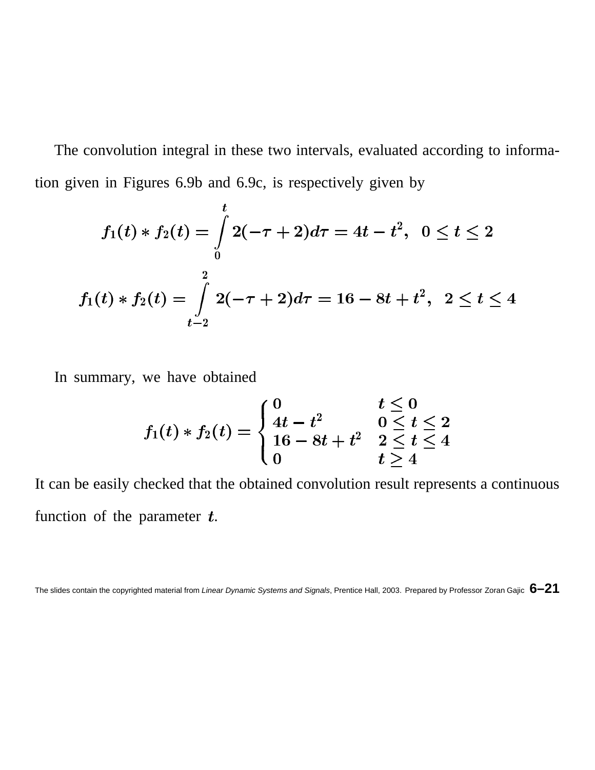The convolution integral in these two intervals, evaluated according to information given in Figures 6.9b and 6.9c, is respectively given by

$$f_1(t) * f_2(t) = \int_0^t 2(-\tau + 2)d\tau = 4t - t^2, \;\; 0 \le t \le 2$$

$$f_1(t) * f_2(t) = \int_{t-2}^{2} 2(-\tau + 2)d\tau = 16 - 8t + t^2, \;\; 2 \le t \le 4$$

In summary, we have obtained

$$f_1(t) * f_2(t) = \begin{cases} 0 & t \le 0 \\ 4t - t^2 & 0 \le t \le 2 \\ 16 - 8t + t^2 & 2 \le t \le 4 \\ 0 & t \ge 4 \end{cases}$$

It can be easily checked that the obtained convolution result represents a continuous function of the parameter $t$.

The slides contain the copyrighted material from *Linear Dynamic Systems and Signals*, Prentice Hall, 2003. Prepared by Professor Zoran Gajic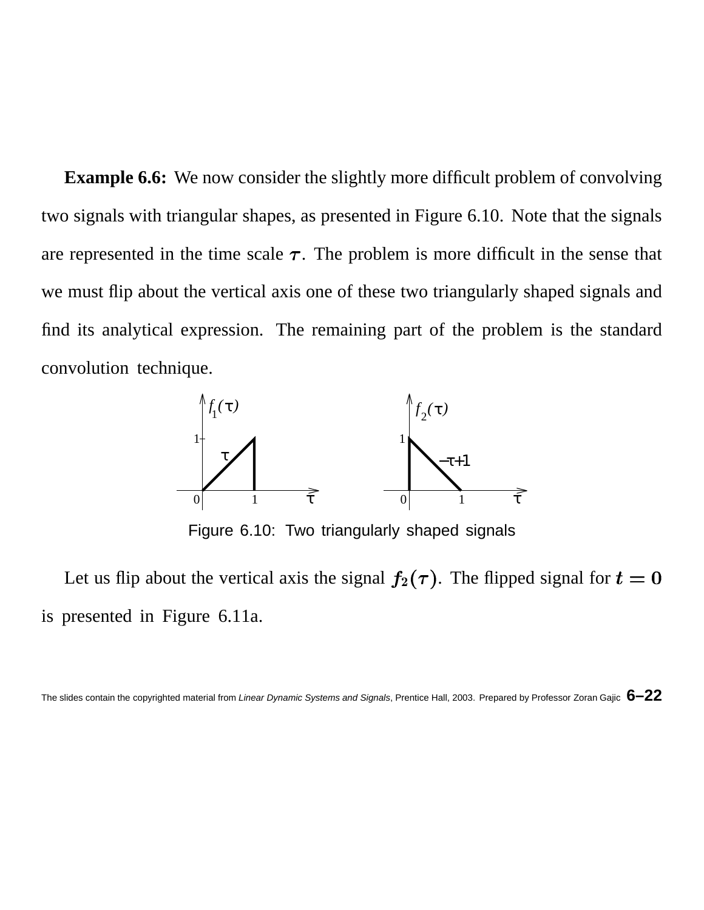**Example 6.6:** We now consider the slightly more difficult problem of convolving two signals with triangular shapes, as presented in Figure 6.10. Note that the signals are represented in the time scale $\tau$. The problem is more difficult in the sense that we must flip about the vertical axis one of these two triangularly shaped signals and find its analytical expression. The remaining part of the problem is the standard convolution technique.

Figure 6.10: Two triangularly shaped signals

Let us flip about the vertical axis the signal $f_2(\tau)$. The flipped signal for $t = 0$ is presented in Figure 6.11a.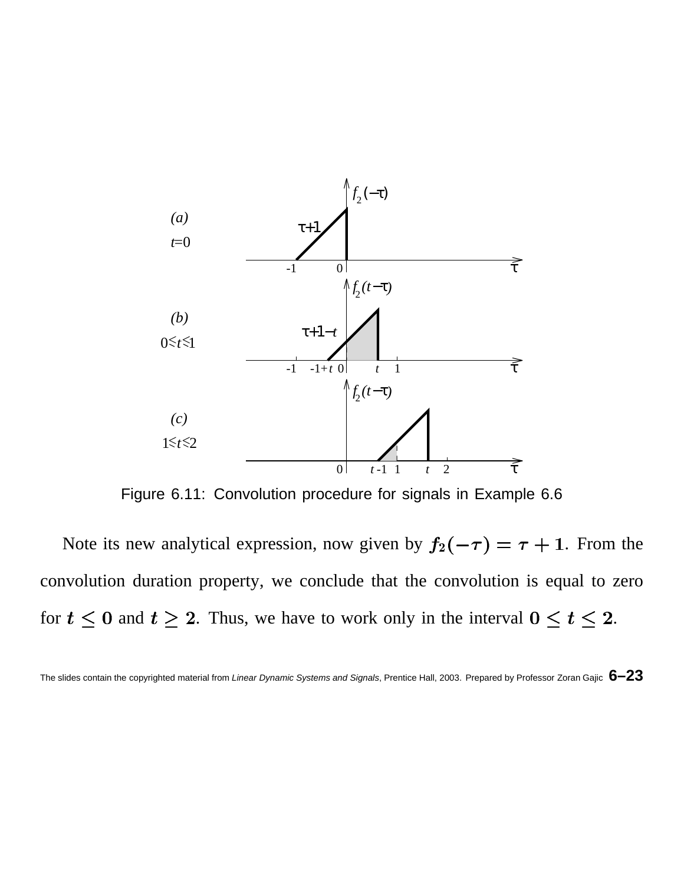Figure 6.11: Convolution procedure for signals in Example 6.6

Note its new analytical expression, now given by $f_2(-\tau) = \tau + 1$. From the convolution duration property, we conclude that the convolution is equal to zero for $t \leq 0$ and $t \geq 2$. Thus, we have to work only in the interval $0 \leq t \leq 2$.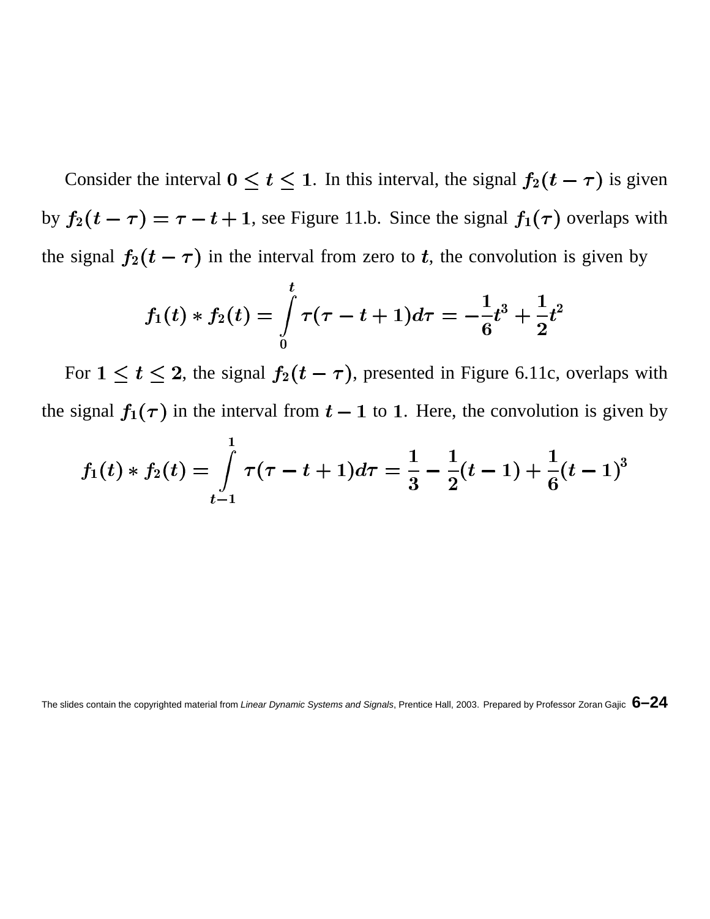Consider the interval $0 \leq t \leq 1$. In this interval, the signal $f_2(t-\tau)$ is given by $f_2(t-\tau) = \tau - t + 1$, see Figure 11.b. Since the signal $f_1(\tau)$ overlaps with the signal $f_2(t-\tau)$ in the interval from zero to $t$, the convolution is given by

$$f_1(t) * f_2(t) = \int_0^t \tau(\tau - t + 1)d\tau = -\frac{1}{6}t^3 + \frac{1}{2}t^2$$

For $1 \leq t \leq 2$, the signal $f_2(t-\tau)$, presented in Figure 6.11c, overlaps with the signal $f_1(\tau)$ in the interval from $t-1$ to $1$. Here, the convolution is given by

$$f_1(t) * f_2(t) = \int_{t-1}^{1} \tau(\tau - t + 1)d\tau = \frac{1}{3} - \frac{1}{2}(t-1) + \frac{1}{6}(t-1)^3$$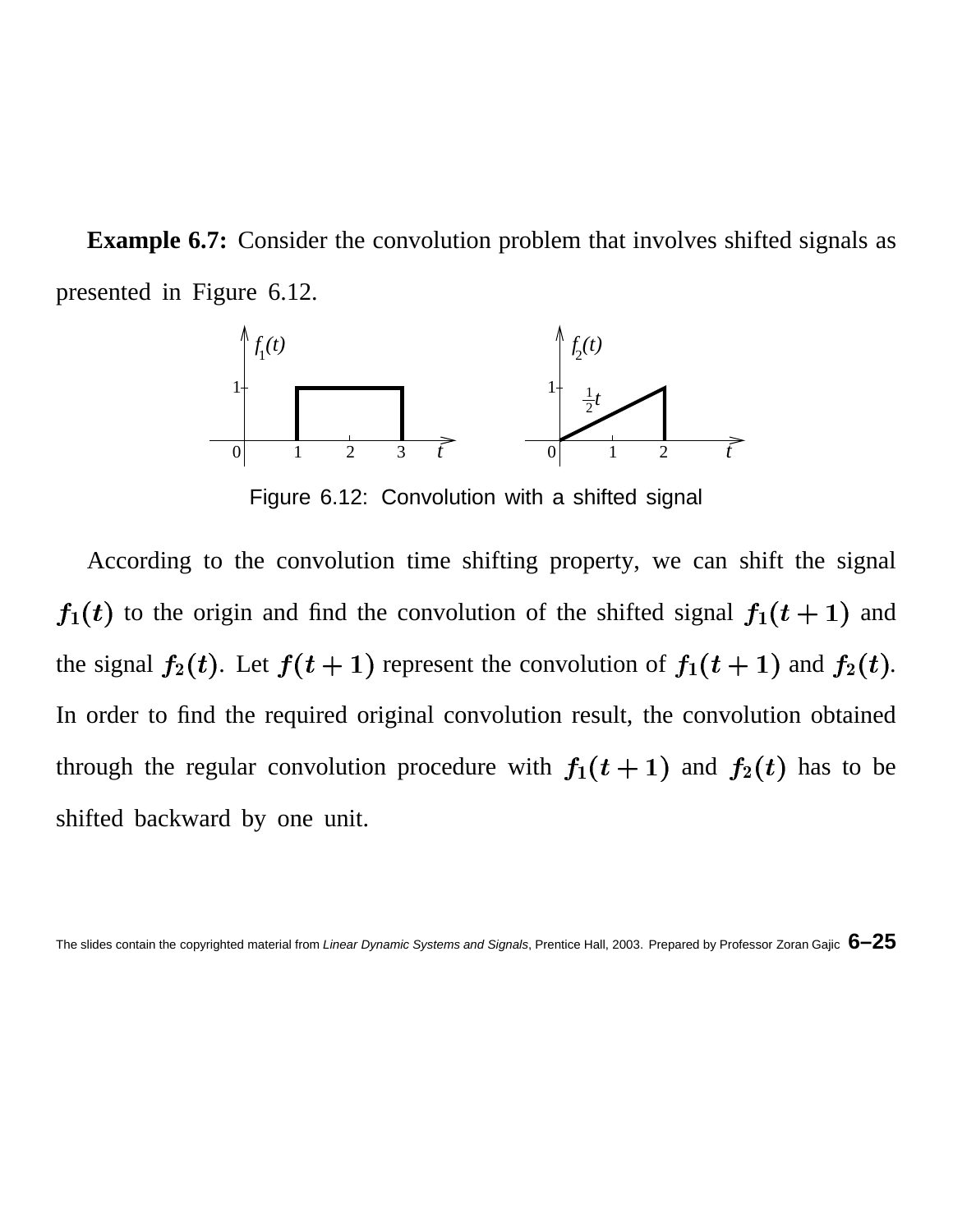**Example 6.7:** Consider the convolution problem that involves shifted signals as presented in Figure 6.12.

Figure 6.12: Convolution with a shifted signal

According to the convolution time shifting property, we can shift the signal $f_1(t)$ to the origin and find the convolution of the shifted signal $f_1(t+1)$ and the signal $f_2(t)$. Let $f(t+1)$ represent the convolution of $f_1(t+1)$ and $f_2(t)$. In order to find the required original convolution result, the convolution obtained through the regular convolution procedure with $f_1(t+1)$ and $f_2(t)$ has to be shifted backward by one unit.

The slides contain the copyrighted material from *Linear Dynamic Systems and Signals*, Prentice Hall, 2003. Prepared by Professor Zoran Gajic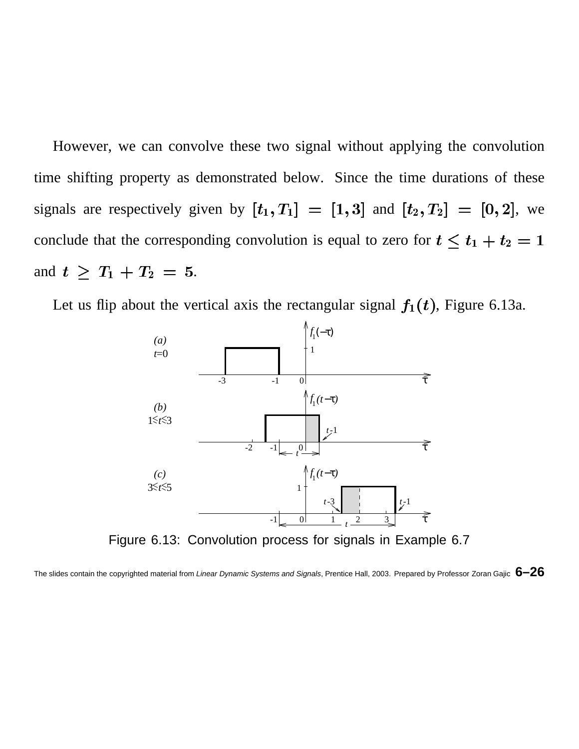However, we can convolve these two signal without applying the convolution time shifting property as demonstrated below. Since the time durations of these signals are respectively given by $[t_1, T_1] = [1, 3]$ and $[t_2, T_2] = [0, 2]$, we conclude that the corresponding convolution is equal to zero for $t \leq t_1 + t_2 = 1$ and $t \geq T_1 + T_2 = 5$.

Let us flip about the vertical axis the rectangular signal $f_1(t)$, Figure 6.13a.

Figure 6.13: Convolution process for signals in Example 6.7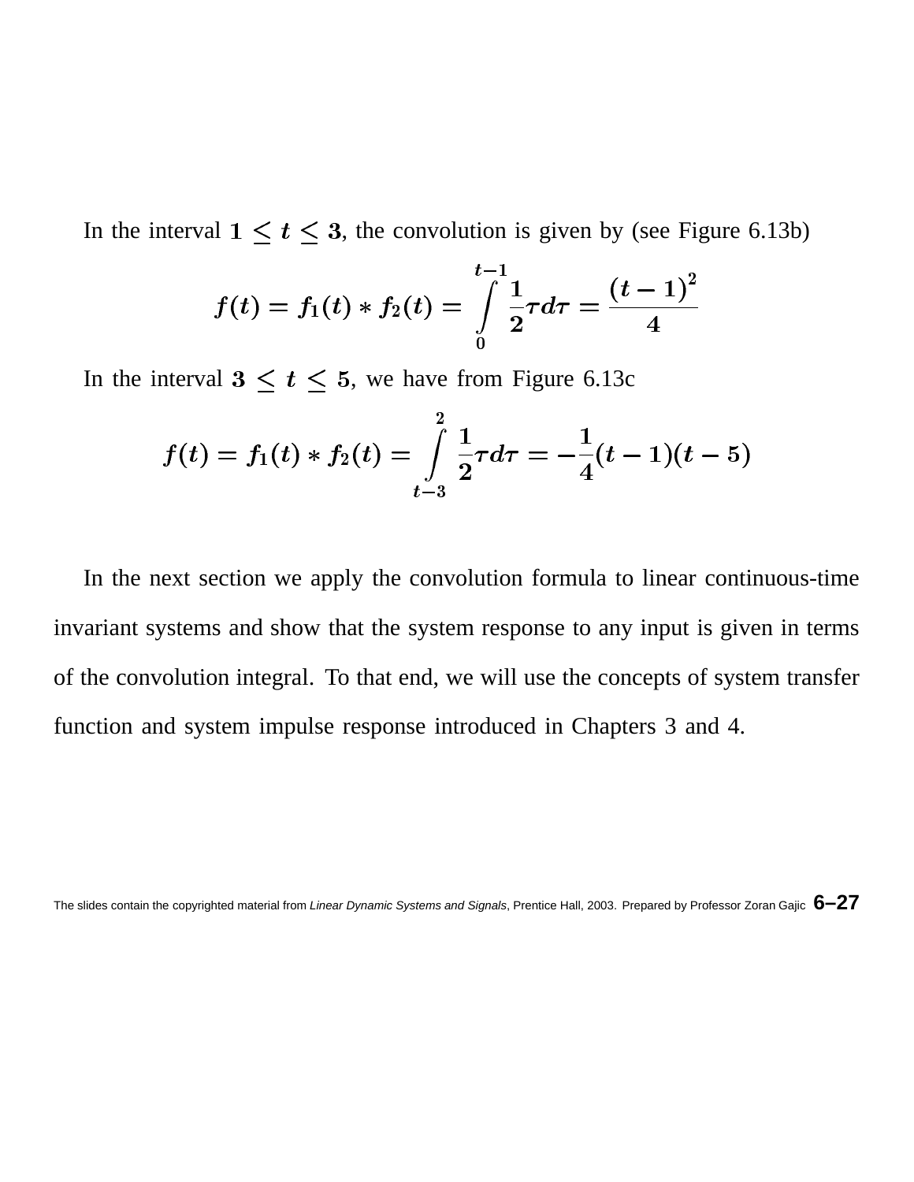In the interval $1 \leq t \leq 3$, the convolution is given by (see Figure 6.13b)

$$f(t) = f_1(t) * f_2(t) = \int_0^{t-1} \frac{1}{2}\tau d\tau = \frac{(t-1)^2}{4}$$

In the interval $3 \leq t \leq 5$, we have from Figure 6.13c

$$f(t) = f_1(t) * f_2(t) = \int_{t-3}^{2} \frac{1}{2}\tau d\tau = -\frac{1}{4}(t-1)(t-5)$$

In the next section we apply the convolution formula to linear continuous-time invariant systems and show that the system response to any input is given in terms of the convolution integral. To that end, we will use the concepts of system transfer function and system impulse response introduced in Chapters 3 and 4.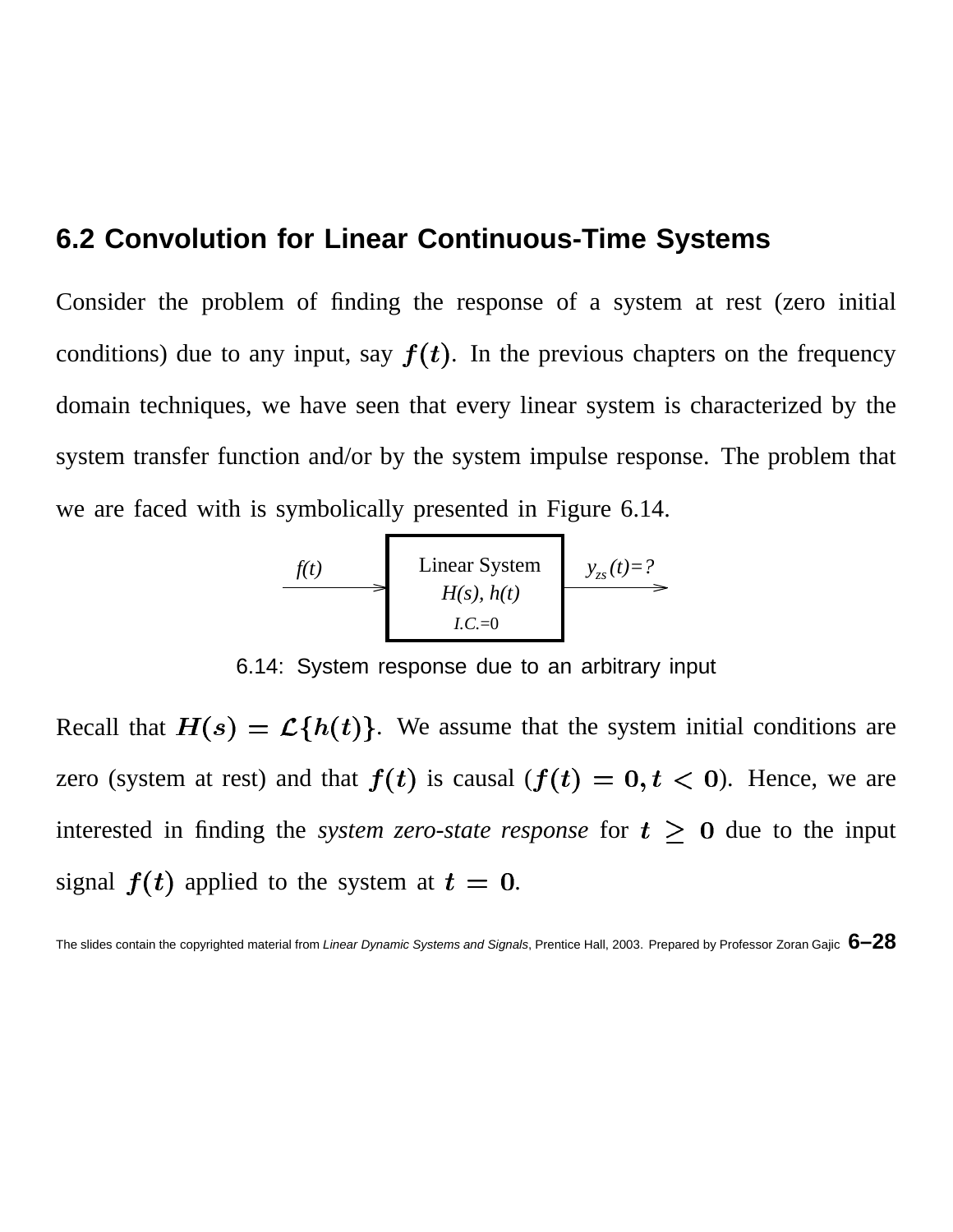## 6.2 Convolution for Linear Continuous-Time Systems

Consider the problem of finding the response of a system at rest (zero initial conditions) due to any input, say $f(t)$. In the previous chapters on the frequency domain techniques, we have seen that every linear system is characterized by the system transfer function and/or by the system impulse response. The problem that we are faced with is symbolically presented in Figure 6.14.

f(t) → [Linear System $H(s)$, $h(t)$, I.C.=0] → $y_{zs}(t)=?$

6.14: System response due to an arbitrary input

Recall that $H(s) = \mathcal{L}\{h(t)\}$. We assume that the system initial conditions are zero (system at rest) and that $f(t)$ is causal ($f(t) = 0, t < 0$). Hence, we are interested in finding the *system zero-state response* for $t \geq 0$ due to the input signal $f(t)$ applied to the system at $t = 0$.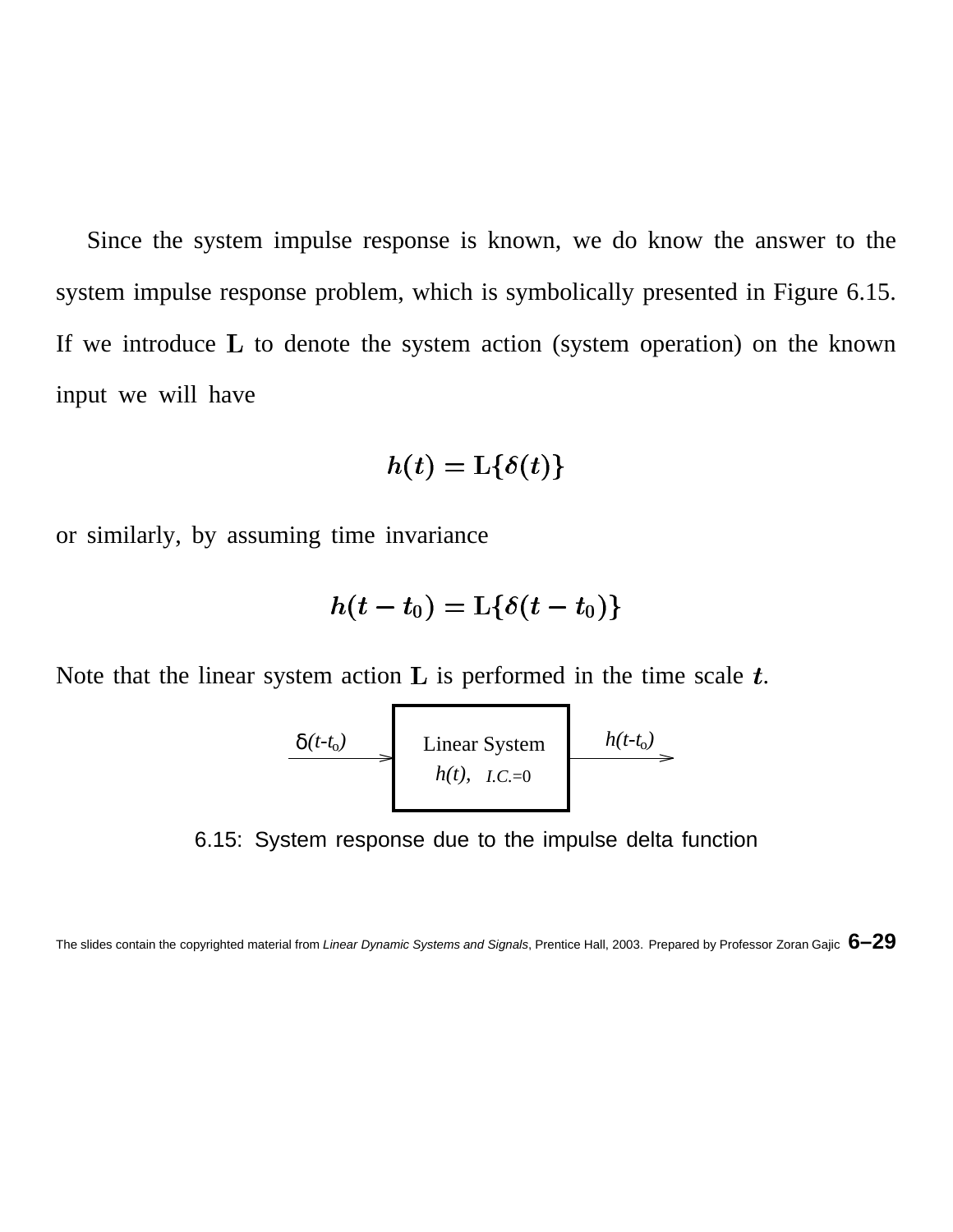Since the system impulse response is known, we do know the answer to the system impulse response problem, which is symbolically presented in Figure 6.15. If we introduce $\mathbf{L}$ to denote the system action (system operation) on the known input we will have

$$h(t) = \mathrm{L}\{\delta(t)\}$$

or similarly, by assuming time invariance

$$h(t - t_0) = \mathrm{L}\{\delta(t - t_0)\}$$

Note that the linear system action $\mathbf{L}$ is performed in the time scale $t$.

$\delta(t\text{-}t_o)$ → Linear System $h(t)$, $I.C.=0$ → $h(t\text{-}t_o)$

6.15: System response due to the impulse delta function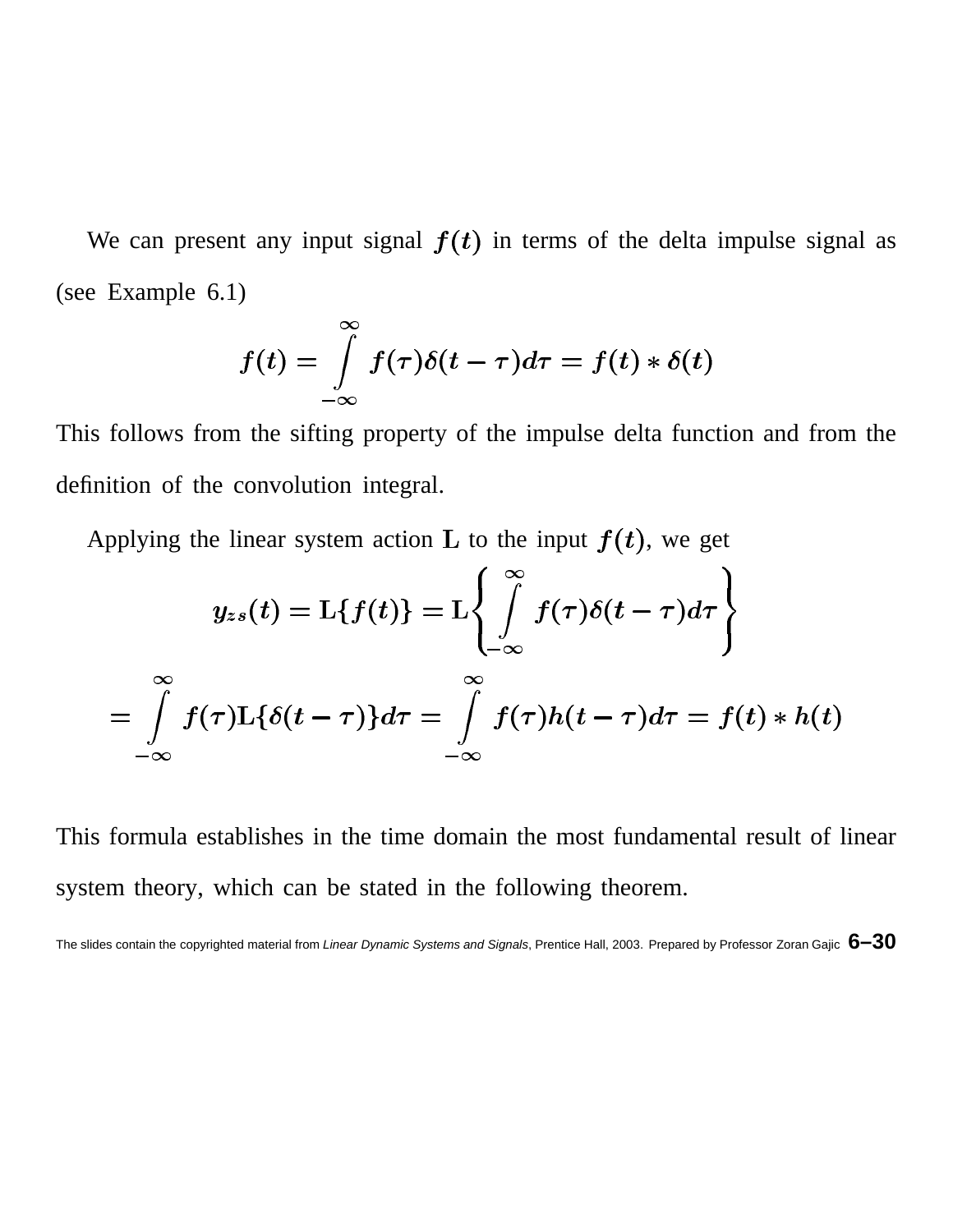We can present any input signal $f(t)$ in terms of the delta impulse signal as (see Example 6.1)

$$f(t) = \int_{-\infty}^{\infty} f(\tau)\delta(t-\tau)d\tau = f(t) * \delta(t)$$

This follows from the sifting property of the impulse delta function and from the definition of the convolution integral.

Applying the linear system action $\mathrm{L}$ to the input $f(t)$, we get

$$y_{zs}(t) = \mathrm{L}\{f(t)\} = \mathrm{L}\left\{ \int_{-\infty}^{\infty} f(\tau)\delta(t-\tau)d\tau \right\}$$

$$= \int_{-\infty}^{\infty} f(\tau)\mathrm{L}\{\delta(t-\tau)\}d\tau = \int_{-\infty}^{\infty} f(\tau)h(t-\tau)d\tau = f(t) * h(t)$$

This formula establishes in the time domain the most fundamental result of linear system theory, which can be stated in the following theorem.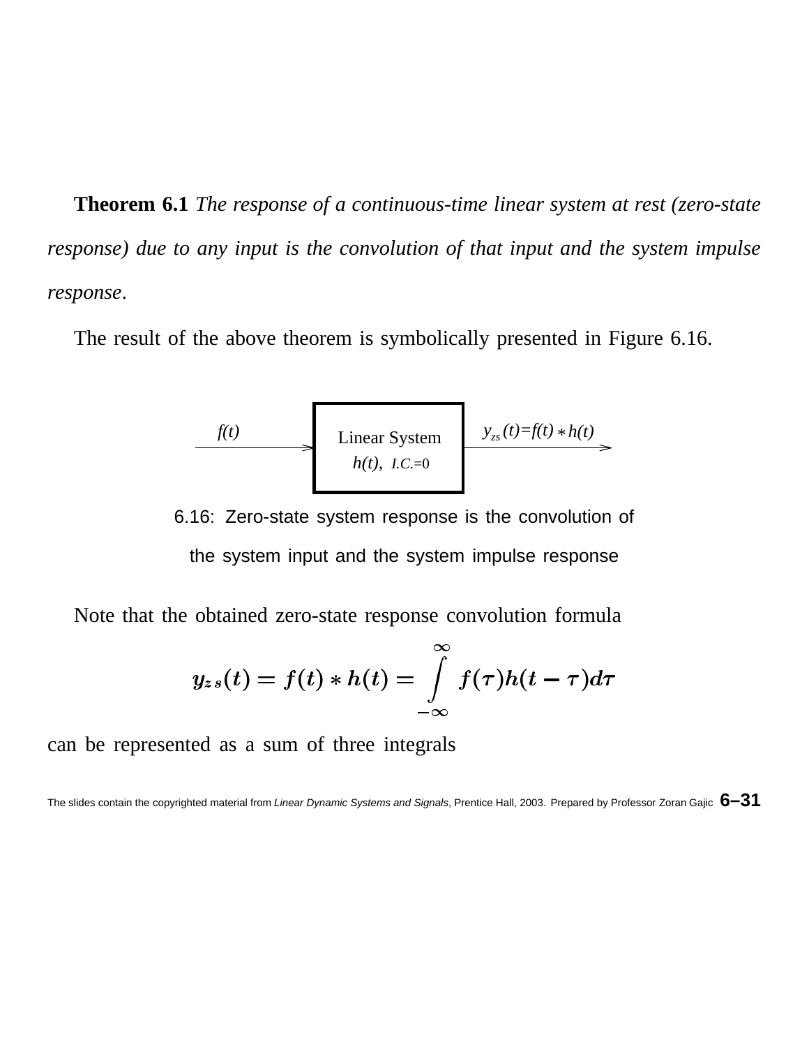**Theorem 6.1** *The response of a continuous-time linear system at rest (zero-state response) due to any input is the convolution of that input and the system impulse response*.

The result of the above theorem is symbolically presented in Figure 6.16.

$f(t)$ → Linear System $h(t)$, $I.C.=0$ → $y_{zs}(t)=f(t)*h(t)$

6.16: Zero-state system response is the convolution of the system input and the system impulse response

Note that the obtained zero-state response convolution formula

$$y_{zs}(t) = f(t) * h(t) = \int_{-\infty}^{\infty} f(\tau)h(t-\tau)d\tau$$

can be represented as a sum of three integrals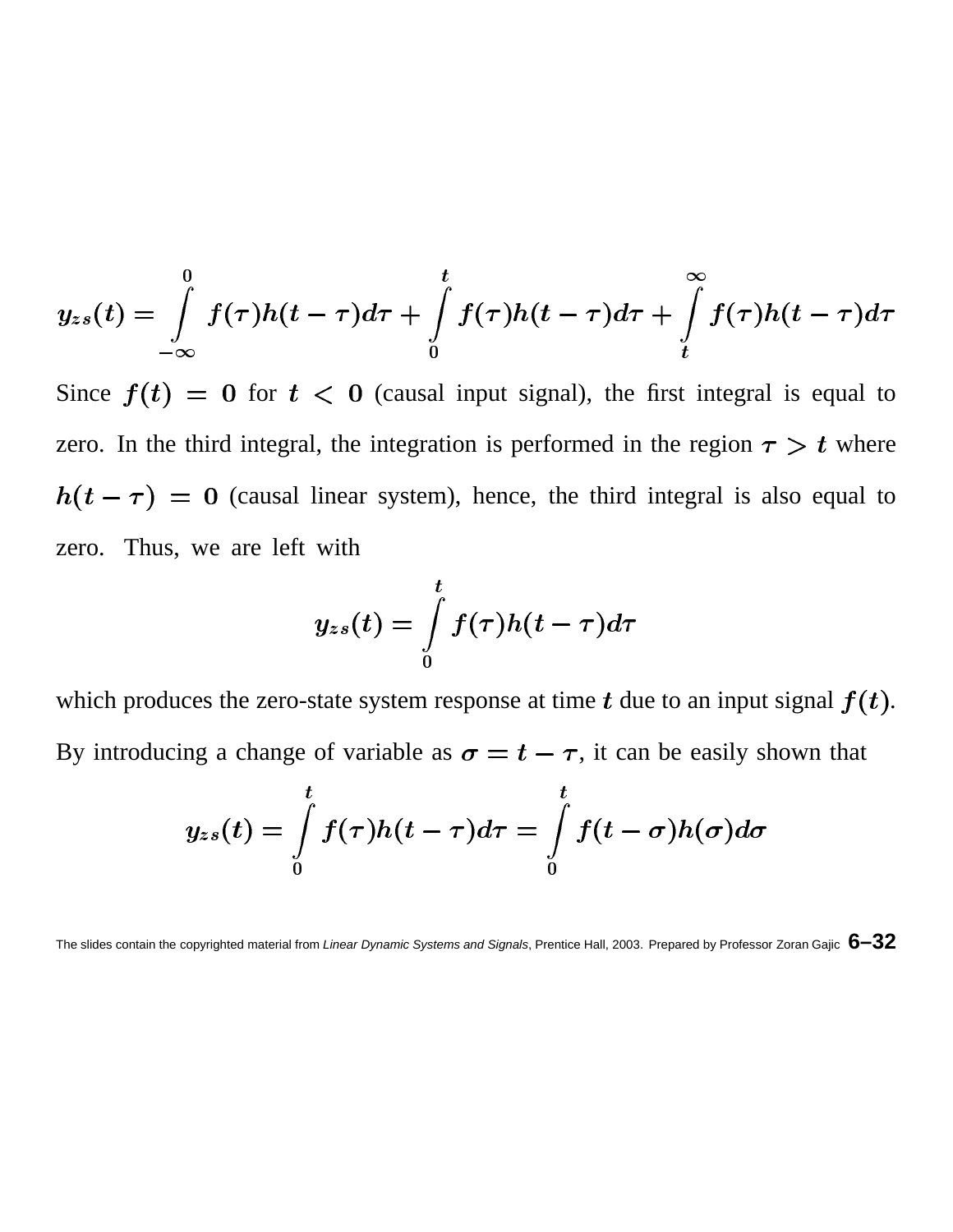$$y_{zs}(t) = \int_{-\infty}^{0} f(\tau)h(t-\tau)d\tau + \int_{0}^{t} f(\tau)h(t-\tau)d\tau + \int_{t}^{\infty} f(\tau)h(t-\tau)d\tau$$

Since $f(t) = 0$ for $t < 0$ (causal input signal), the first integral is equal to zero. In the third integral, the integration is performed in the region $\tau > t$ where $h(t-\tau) = 0$ (causal linear system), hence, the third integral is also equal to zero. Thus, we are left with

$$y_{zs}(t) = \int_{0}^{t} f(\tau)h(t-\tau)d\tau$$

which produces the zero-state system response at time $t$ due to an input signal $f(t)$. By introducing a change of variable as $\sigma = t - \tau$, it can be easily shown that

$$y_{zs}(t) = \int_{0}^{t} f(\tau)h(t-\tau)d\tau = \int_{0}^{t} f(t-\sigma)h(\sigma)d\sigma$$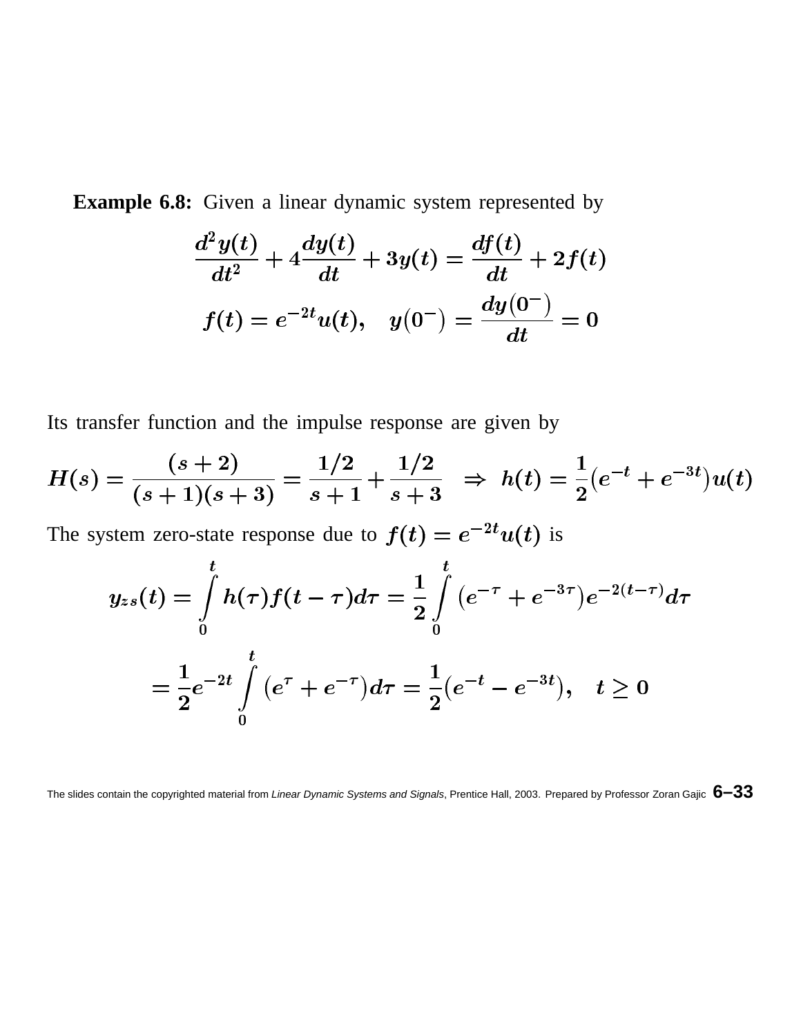**Example 6.8:** Given a linear dynamic system represented by

$$\frac{d^2y(t)}{dt^2} + 4\frac{dy(t)}{dt} + 3y(t) = \frac{df(t)}{dt} + 2f(t)$$

$$f(t) = e^{-2t}u(t), \quad y(0^-) = \frac{dy(0^-)}{dt} = 0$$

Its transfer function and the impulse response are given by

$$H(s) = \frac{(s+2)}{(s+1)(s+3)} = \frac{1/2}{s+1} + \frac{1/2}{s+3} \quad \Rightarrow \quad h(t) = \frac{1}{2}\left(e^{-t} + e^{-3t}\right)u(t)$$

The system zero-state response due to $f(t) = e^{-2t}u(t)$ is

$$y_{zs}(t) = \int_0^t h(\tau)f(t-\tau)d\tau = \frac{1}{2}\int_0^t \left(e^{-\tau} + e^{-3\tau}\right)e^{-2(t-\tau)}d\tau$$

$$= \frac{1}{2}e^{-2t}\int_0^t \left(e^{\tau} + e^{-\tau}\right)d\tau = \frac{1}{2}\left(e^{-t} - e^{-3t}\right), \quad t \geq 0$$

The slides contain the copyrighted material from *Linear Dynamic Systems and Signals*, Prentice Hall, 2003. Prepared by Professor Zoran Gajic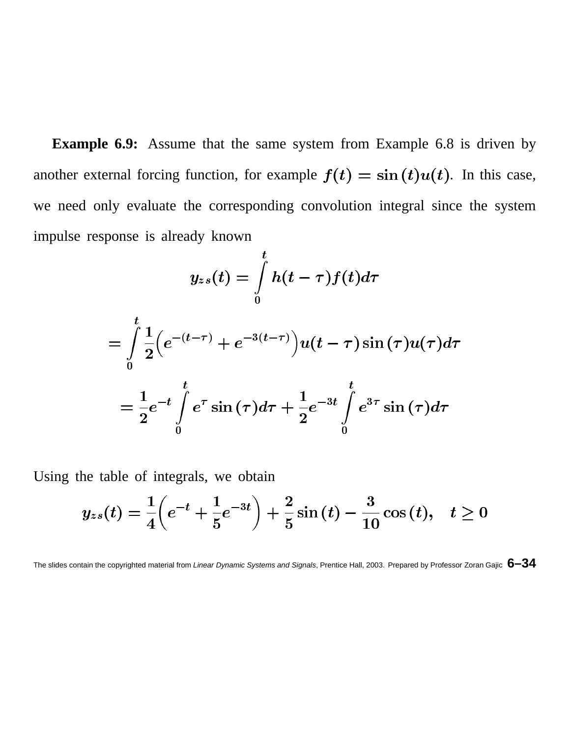**Example 6.9:** Assume that the same system from Example 6.8 is driven by another external forcing function, for example $f(t) = \sin(t)u(t)$. In this case, we need only evaluate the corresponding convolution integral since the system impulse response is already known

$$y_{zs}(t) = \int_0^t h(t-\tau)f(t)d\tau$$

$$= \int_0^t \frac{1}{2}\Big(e^{-(t-\tau)} + e^{-3(t-\tau)}\Big)u(t-\tau)\sin(\tau)u(\tau)d\tau$$

$$= \frac{1}{2}e^{-t}\int_0^t e^{\tau}\sin(\tau)d\tau + \frac{1}{2}e^{-3t}\int_0^t e^{3\tau}\sin(\tau)d\tau$$

Using the table of integrals, we obtain

$$y_{zs}(t) = \frac{1}{4}\left(e^{-t} + \frac{1}{5}e^{-3t}\right) + \frac{2}{5}\sin(t) - \frac{3}{10}\cos(t), \quad t \geq 0$$

The slides contain the copyrighted material from *Linear Dynamic Systems and Signals*, Prentice Hall, 2003. Prepared by Professor Zoran Gajic